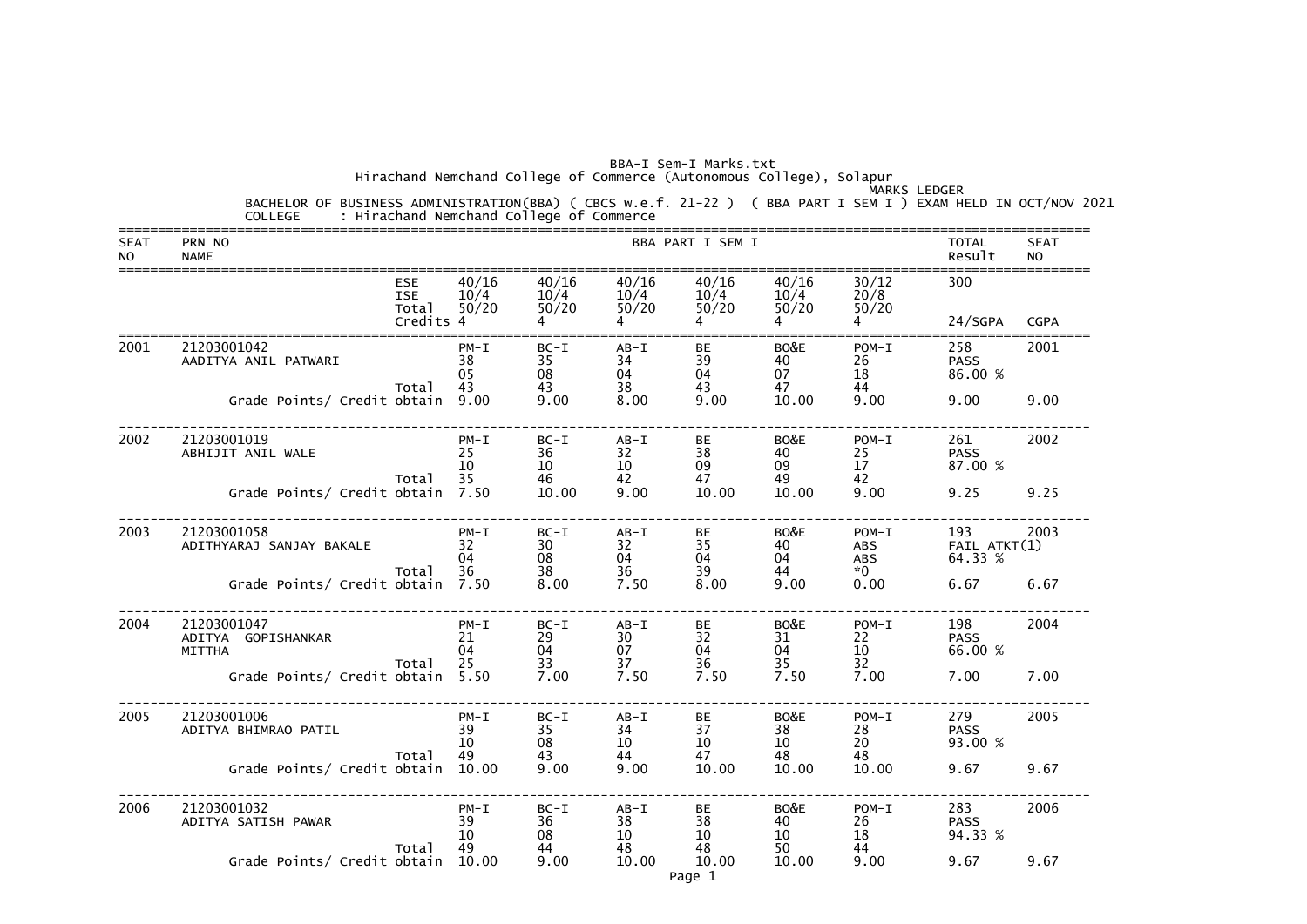BBA-I Sem-I Marks.txt

Hirachand Nemchand College of Commerce (Autonomous College), Solapur

MARKS LEDGER

BACHELOR OF BUSINESS ADMINISTRATION(BBA) ( CBCS w.e.f. 21-22 ) ( BBA PART I SEM I ) EXAM HELD IN OCT/NOV 2021

COLLEGE : Hirachand Nemchand College of Commerce

| SEAT NO | PRN NO / NAME | | BBA PART I SEM I | | | | | | TOTAL Result | SEAT NO |
|---|---|---|---|---|---|---|---|---|---|---|
| | | ESE | 40/16 | 40/16 | 40/16 | 40/16 | 40/16 | 30/12 | 300 | |
| | | ISE | 10/4 | 10/4 | 10/4 | 10/4 | 10/4 | 20/8 | | |
| | | Total | 50/20 | 50/20 | 50/20 | 50/20 | 50/20 | 50/20 | | |
| | | Credits | 4 | 4 | 4 | 4 | 4 | 4 | 24/SGPA | CGPA |
| 2001 | 21203001042 | | PM-I | BC-I | AB-I | BE | BO&E | POM-I | 258 | 2001 |
| | AADITYA ANIL PATWARI | | 38 | 35 | 34 | 39 | 40 | 26 | PASS | |
| | | | 05 | 08 | 04 | 04 | 07 | 18 | 86.00 % | |
| | | Total | 43 | 43 | 38 | 43 | 47 | 44 | | |
| | Grade Points/ Credit obtain | | 9.00 | 9.00 | 8.00 | 9.00 | 10.00 | 9.00 | 9.00 | 9.00 |
| 2002 | 21203001019 | | PM-I | BC-I | AB-I | BE | BO&E | POM-I | 261 | 2002 |
| | ABHIJIT ANIL WALE | | 25 | 36 | 32 | 38 | 40 | 25 | PASS | |
| | | | 10 | 10 | 10 | 09 | 09 | 17 | 87.00 % | |
| | | Total | 35 | 46 | 42 | 47 | 49 | 42 | | |
| | Grade Points/ Credit obtain | | 7.50 | 10.00 | 9.00 | 10.00 | 10.00 | 9.00 | 9.25 | 9.25 |
| 2003 | 21203001058 | | PM-I | BC-I | AB-I | BE | BO&E | POM-I | 193 | 2003 |
| | ADITHYARAJ SANJAY BAKALE | | 32 | 30 | 32 | 35 | 40 | ABS | FAIL ATKT(1) | |
| | | | 04 | 08 | 04 | 04 | 04 | ABS | 64.33 % | |
| | | Total | 36 | 38 | 36 | 39 | 44 | *0 | | |
| | Grade Points/ Credit obtain | | 7.50 | 8.00 | 7.50 | 8.00 | 9.00 | 0.00 | 6.67 | 6.67 |
| 2004 | 21203001047 | | PM-I | BC-I | AB-I | BE | BO&E | POM-I | 198 | 2004 |
| | ADITYA GOPISHANKAR | | 21 | 29 | 30 | 32 | 31 | 22 | PASS | |
| | MITTHA | | 04 | 04 | 07 | 04 | 04 | 10 | 66.00 % | |
| | | Total | 25 | 33 | 37 | 36 | 35 | 32 | | |
| | Grade Points/ Credit obtain | | 5.50 | 7.00 | 7.50 | 7.50 | 7.50 | 7.00 | 7.00 | 7.00 |
| 2005 | 21203001006 | | PM-I | BC-I | AB-I | BE | BO&E | POM-I | 279 | 2005 |
| | ADITYA BHIMRAO PATIL | | 39 | 35 | 34 | 37 | 38 | 28 | PASS | |
| | | | 10 | 08 | 10 | 10 | 10 | 20 | 93.00 % | |
| | | Total | 49 | 43 | 44 | 47 | 48 | 48 | | |
| | Grade Points/ Credit obtain | | 10.00 | 9.00 | 9.00 | 10.00 | 10.00 | 10.00 | 9.67 | 9.67 |
| 2006 | 21203001032 | | PM-I | BC-I | AB-I | BE | BO&E | POM-I | 283 | 2006 |
| | ADITYA SATISH PAWAR | | 39 | 36 | 38 | 38 | 40 | 26 | PASS | |
| | | | 10 | 08 | 10 | 10 | 10 | 18 | 94.33 % | |
| | | Total | 49 | 44 | 48 | 48 | 50 | 44 | | |
| | Grade Points/ Credit obtain | | 10.00 | 9.00 | 10.00 | 10.00 | 10.00 | 9.00 | 9.67 | 9.67 |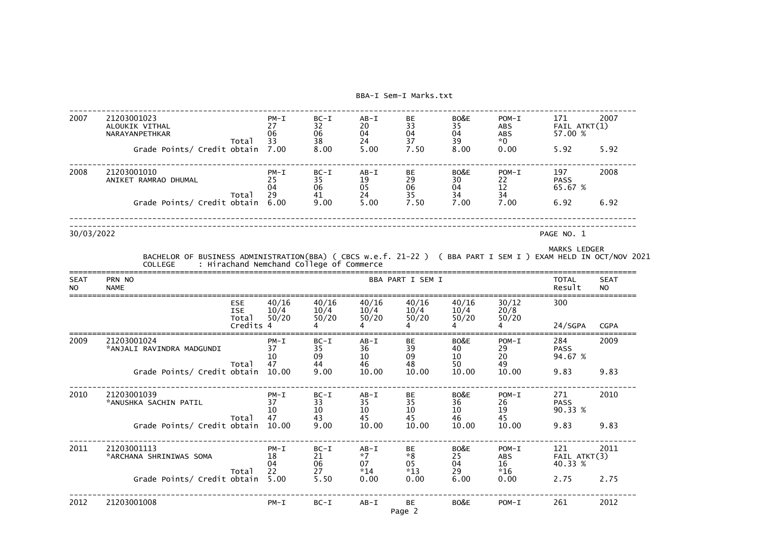| SEAT NO | PRN NO / NAME | | PM-I | BC-I | AB-I | BE | BO&E | POM-I | TOTAL / Result | SEAT NO |
|---|---|---|---|---|---|---|---|---|---|---|
| 2007 | 21203001023 ALOUKIK VITHAL NARAYANPETHKAR | | 27 | 32 | 20 | 33 | 35 | ABS | 171 FAIL ATKT(1) | 2007 |
| | | | 06 | 06 | 04 | 04 | 04 | ABS | 57.00 % | |
| | | Total | 33 | 38 | 24 | 37 | 39 | *0 | | |
| | Grade Points/ Credit obtain | | 7.00 | 8.00 | 5.00 | 7.50 | 8.00 | 0.00 | 5.92 | 5.92 |
| 2008 | 21203001010 ANIKET RAMRAO DHUMAL | | 25 | 35 | 19 | 29 | 30 | 22 | 197 PASS | 2008 |
| | | | 04 | 06 | 05 | 06 | 04 | 12 | 65.67 % | |
| | | Total | 29 | 41 | 24 | 35 | 34 | 34 | | |
| | Grade Points/ Credit obtain | | 6.00 | 9.00 | 5.00 | 7.50 | 7.00 | 7.00 | 6.92 | 6.92 |

30/03/2022

MARKS LEDGER

BACHELOR OF BUSINESS ADMINISTRATION(BBA) ( CBCS w.e.f. 21-22 ) ( BBA PART I SEM I ) EXAM HELD IN OCT/NOV 2021

COLLEGE : Hirachand Nemchand College of Commerce

| SEAT NO | PRN NO / NAME | | BBA PART I SEM I | | | | | | TOTAL / Result | SEAT NO |
|---|---|---|---|---|---|---|---|---|---|---|
| | | ESE | 40/16 | 40/16 | 40/16 | 40/16 | 40/16 | 30/12 | 300 | |
| | | ISE | 10/4 | 10/4 | 10/4 | 10/4 | 10/4 | 20/8 | | |
| | | Total | 50/20 | 50/20 | 50/20 | 50/20 | 50/20 | 50/20 | | |
| | | Credits | 4 | 4 | 4 | 4 | 4 | 4 | 24/SGPA | CGPA |
| 2009 | 21203001024 *ANJALI RAVINDRA MADGUNDI | | PM-I 37 | BC-I 35 | AB-I 36 | BE 39 | BO&E 40 | POM-I 29 | 284 PASS | 2009 |
| | | | 10 | 09 | 10 | 09 | 10 | 20 | 94.67 % | |
| | | Total | 47 | 44 | 46 | 48 | 50 | 49 | | |
| | Grade Points/ Credit obtain | | 10.00 | 9.00 | 10.00 | 10.00 | 10.00 | 10.00 | 9.83 | 9.83 |
| 2010 | 21203001039 *ANUSHKA SACHIN PATIL | | PM-I 37 | BC-I 33 | AB-I 35 | BE 35 | BO&E 36 | POM-I 26 | 271 PASS | 2010 |
| | | | 10 | 10 | 10 | 10 | 10 | 19 | 90.33 % | |
| | | Total | 47 | 43 | 45 | 45 | 46 | 45 | | |
| | Grade Points/ Credit obtain | | 10.00 | 9.00 | 10.00 | 10.00 | 10.00 | 10.00 | 9.83 | 9.83 |
| 2011 | 21203001113 *ARCHANA SHRINIWAS SOMA | | PM-I 18 | BC-I 21 | AB-I *7 | BE *8 | BO&E 25 | POM-I ABS | 121 FAIL ATKT(3) | 2011 |
| | | | 04 | 06 | 07 | 05 | 04 | 16 | 40.33 % | |
| | | Total | 22 | 27 | *14 | *13 | 29 | *16 | | |
| | Grade Points/ Credit obtain | | 5.00 | 5.50 | 0.00 | 0.00 | 6.00 | 0.00 | 2.75 | 2.75 |
| 2012 | 21203001008 | | PM-I | BC-I | AB-I | BE | BO&E | POM-I | 261 | 2012 |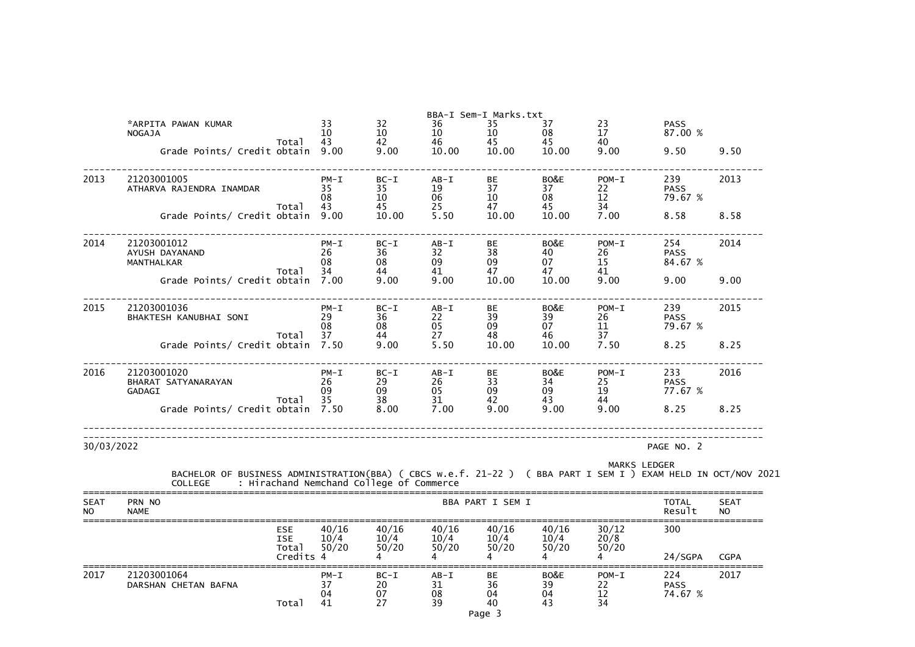| SEAT NO | PRN NO / NAME | | PM-I | BC-I | AB-I | BE | BO&E | POM-I | TOTAL Result | SEAT NO |
|---|---|---|---|---|---|---|---|---|---|---|
| | *ARPITA PAWAN KUMAR | | 33 | 32 | 36 | 35 | 37 | 23 | PASS | |
| | NOGAJA | | 10 | 10 | 10 | 10 | 08 | 17 | 87.00 % | |
| | | Total | 43 | 42 | 46 | 45 | 45 | 40 | | |
| | Grade Points/ Credit obtain | | 9.00 | 9.00 | 10.00 | 10.00 | 10.00 | 9.00 | 9.50 | 9.50 |
| 2013 | 21203001005 | | PM-I | BC-I | AB-I | BE | BO&E | POM-I | 239 | 2013 |
| | ATHARVA RAJENDRA INAMDAR | | 35 | 35 | 19 | 37 | 37 | 22 | PASS | |
| | | | 08 | 10 | 06 | 10 | 08 | 12 | 79.67 % | |
| | | Total | 43 | 45 | 25 | 47 | 45 | 34 | | |
| | Grade Points/ Credit obtain | | 9.00 | 10.00 | 5.50 | 10.00 | 10.00 | 7.00 | 8.58 | 8.58 |
| 2014 | 21203001012 | | PM-I | BC-I | AB-I | BE | BO&E | POM-I | 254 | 2014 |
| | AYUSH DAYANAND | | 26 | 36 | 32 | 38 | 40 | 26 | PASS | |
| | MANTHALKAR | | 08 | 08 | 09 | 09 | 07 | 15 | 84.67 % | |
| | | Total | 34 | 44 | 41 | 47 | 47 | 41 | | |
| | Grade Points/ Credit obtain | | 7.00 | 9.00 | 9.00 | 10.00 | 10.00 | 9.00 | 9.00 | 9.00 |
| 2015 | 21203001036 | | PM-I | BC-I | AB-I | BE | BO&E | POM-I | 239 | 2015 |
| | BHAKTESH KANUBHAI SONI | | 29 | 36 | 22 | 39 | 39 | 26 | PASS | |
| | | | 08 | 08 | 05 | 09 | 07 | 11 | 79.67 % | |
| | | Total | 37 | 44 | 27 | 48 | 46 | 37 | | |
| | Grade Points/ Credit obtain | | 7.50 | 9.00 | 5.50 | 10.00 | 10.00 | 7.50 | 8.25 | 8.25 |
| 2016 | 21203001020 | | PM-I | BC-I | AB-I | BE | BO&E | POM-I | 233 | 2016 |
| | BHARAT SATYANARAYAN | | 26 | 29 | 26 | 33 | 34 | 25 | PASS | |
| | GADAGI | | 09 | 09 | 05 | 09 | 09 | 19 | 77.67 % | |
| | | Total | 35 | 38 | 31 | 42 | 43 | 44 | | |
| | Grade Points/ Credit obtain | | 7.50 | 8.00 | 7.00 | 9.00 | 9.00 | 9.00 | 8.25 | 8.25 |

30/03/2022 PAGE NO. 2

MARKS LEDGER

BACHELOR OF BUSINESS ADMINISTRATION(BBA) ( CBCS w.e.f. 21-22 ) ( BBA PART I SEM I ) EXAM HELD IN OCT/NOV 2021

COLLEGE : Hirachand Nemchand College of Commerce

| SEAT NO | PRN NO / NAME | | BBA PART I SEM I | | | | | | TOTAL Result | SEAT NO |
|---|---|---|---|---|---|---|---|---|---|---|
| | | ESE | 40/16 | 40/16 | 40/16 | 40/16 | 40/16 | 30/12 | 300 | |
| | | ISE | 10/4 | 10/4 | 10/4 | 10/4 | 10/4 | 20/8 | | |
| | | Total | 50/20 | 50/20 | 50/20 | 50/20 | 50/20 | 50/20 | | |
| | | Credits | 4 | 4 | 4 | 4 | 4 | 4 | 24/SGPA | CGPA |
| 2017 | 21203001064 | | PM-I | BC-I | AB-I | BE | BO&E | POM-I | 224 | 2017 |
| | DARSHAN CHETAN BAFNA | | 37 | 20 | 31 | 36 | 39 | 22 | PASS | |
| | | | 04 | 07 | 08 | 04 | 04 | 12 | 74.67 % | |
| | | Total | 41 | 27 | 39 | 40 | 43 | 34 | | |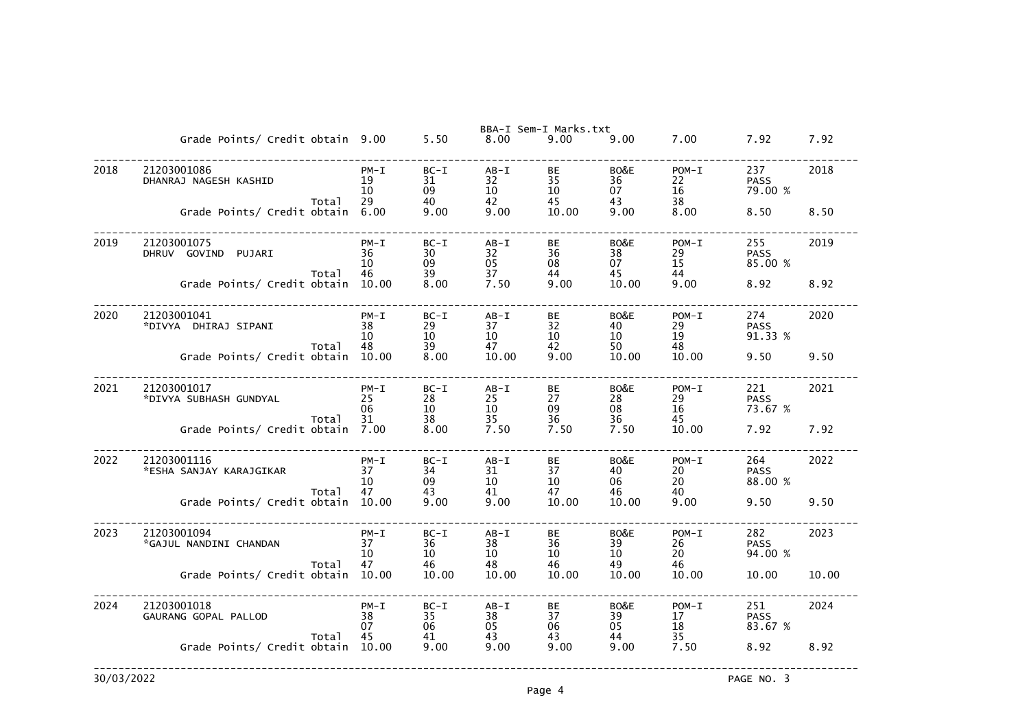| | | PM-I | BC-I | AB-I | BE | BO&E | POM-I | | |
|---|---|---|---|---|---|---|---|---|---|
| | Grade Points/ Credit obtain | 9.00 | 5.50 | 8.00 | 9.00 | 9.00 | 7.00 | 7.92 | 7.92 |
| 2018 | 21203001086 DHANRAJ NAGESH KASHID | PM-I | BC-I | AB-I | BE | BO&E | POM-I | 237 | 2018 |
| | | 19 | 31 | 32 | 35 | 36 | 22 | PASS | |
| | | 10 | 09 | 10 | 10 | 07 | 16 | 79.00 % | |
| | Total | 29 | 40 | 42 | 45 | 43 | 38 | | |
| | Grade Points/ Credit obtain | 6.00 | 9.00 | 9.00 | 10.00 | 9.00 | 8.00 | 8.50 | 8.50 |
| 2019 | 21203001075 DHRUV GOVIND PUJARI | PM-I | BC-I | AB-I | BE | BO&E | POM-I | 255 | 2019 |
| | | 36 | 30 | 32 | 36 | 38 | 29 | PASS | |
| | | 10 | 09 | 05 | 08 | 07 | 15 | 85.00 % | |
| | Total | 46 | 39 | 37 | 44 | 45 | 44 | | |
| | Grade Points/ Credit obtain | 10.00 | 8.00 | 7.50 | 9.00 | 10.00 | 9.00 | 8.92 | 8.92 |
| 2020 | 21203001041 *DIVYA DHIRAJ SIPANI | PM-I | BC-I | AB-I | BE | BO&E | POM-I | 274 | 2020 |
| | | 38 | 29 | 37 | 32 | 40 | 29 | PASS | |
| | | 10 | 10 | 10 | 10 | 10 | 19 | 91.33 % | |
| | Total | 48 | 39 | 47 | 42 | 50 | 48 | | |
| | Grade Points/ Credit obtain | 10.00 | 8.00 | 10.00 | 9.00 | 10.00 | 10.00 | 9.50 | 9.50 |
| 2021 | 21203001017 *DIVYA SUBHASH GUNDYAL | PM-I | BC-I | AB-I | BE | BO&E | POM-I | 221 | 2021 |
| | | 25 | 28 | 25 | 27 | 28 | 29 | PASS | |
| | | 06 | 10 | 10 | 09 | 08 | 16 | 73.67 % | |
| | Total | 31 | 38 | 35 | 36 | 36 | 45 | | |
| | Grade Points/ Credit obtain | 7.00 | 8.00 | 7.50 | 7.50 | 7.50 | 10.00 | 7.92 | 7.92 |
| 2022 | 21203001116 *ESHA SANJAY KARAJGIKAR | PM-I | BC-I | AB-I | BE | BO&E | POM-I | 264 | 2022 |
| | | 37 | 34 | 31 | 37 | 40 | 20 | PASS | |
| | | 10 | 09 | 10 | 10 | 06 | 20 | 88.00 % | |
| | Total | 47 | 43 | 41 | 47 | 46 | 40 | | |
| | Grade Points/ Credit obtain | 10.00 | 9.00 | 9.00 | 10.00 | 10.00 | 9.00 | 9.50 | 9.50 |
| 2023 | 21203001094 *GAJUL NANDINI CHANDAN | PM-I | BC-I | AB-I | BE | BO&E | POM-I | 282 | 2023 |
| | | 37 | 36 | 38 | 36 | 39 | 26 | PASS | |
| | | 10 | 10 | 10 | 10 | 10 | 20 | 94.00 % | |
| | Total | 47 | 46 | 48 | 46 | 49 | 46 | | |
| | Grade Points/ Credit obtain | 10.00 | 10.00 | 10.00 | 10.00 | 10.00 | 10.00 | 10.00 | 10.00 |
| 2024 | 21203001018 GAURANG GOPAL PALLOD | PM-I | BC-I | AB-I | BE | BO&E | POM-I | 251 | 2024 |
| | | 38 | 35 | 38 | 37 | 39 | 17 | PASS | |
| | | 07 | 06 | 05 | 06 | 05 | 18 | 83.67 % | |
| | Total | 45 | 41 | 43 | 43 | 44 | 35 | | |
| | Grade Points/ Credit obtain | 10.00 | 9.00 | 9.00 | 9.00 | 9.00 | 7.50 | 8.92 | 8.92 |

30/03/2022 PAGE NO. 3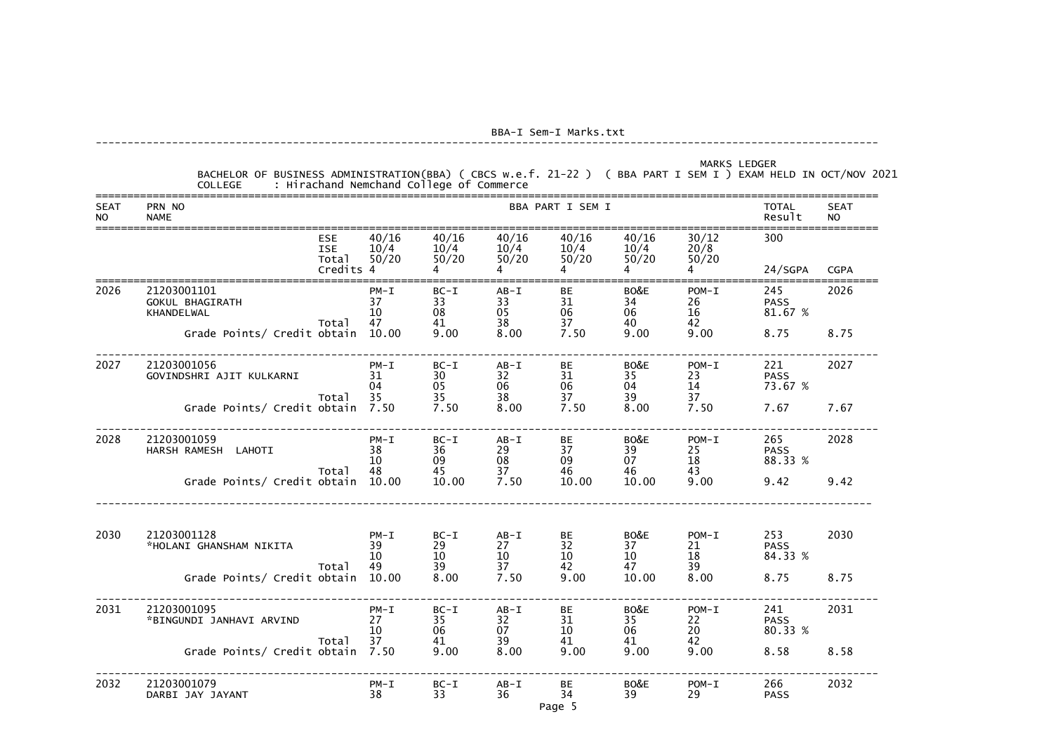MARKS LEDGER

BACHELOR OF BUSINESS ADMINISTRATION(BBA) ( CBCS w.e.f. 21-22 ) ( BBA PART I SEM I ) EXAM HELD IN OCT/NOV 2021

COLLEGE : Hirachand Nemchand College of Commerce

| SEAT NO | PRN NO / NAME | | BBA PART I SEM I | | | | | | TOTAL Result | SEAT NO |
|---|---|---|---|---|---|---|---|---|---|---|
| | | ESE | 40/16 | 40/16 | 40/16 | 40/16 | 40/16 | 30/12 | 300 | |
| | | ISE | 10/4 | 10/4 | 10/4 | 10/4 | 10/4 | 20/8 | | |
| | | Total | 50/20 | 50/20 | 50/20 | 50/20 | 50/20 | 50/20 | | |
| | | Credits | 4 | 4 | 4 | 4 | 4 | 4 | 24/SGPA | CGPA |
| 2026 | 21203001101 | | PM-I | BC-I | AB-I | BE | BO&E | POM-I | 245 | 2026 |
| | GOKUL BHAGIRATH | | 37 | 33 | 33 | 31 | 34 | 26 | PASS | |
| | KHANDELWAL | | 10 | 08 | 05 | 06 | 06 | 16 | 81.67 % | |
| | | Total | 47 | 41 | 38 | 37 | 40 | 42 | | |
| | Grade Points/ Credit obtain | | 10.00 | 9.00 | 8.00 | 7.50 | 9.00 | 9.00 | 8.75 | 8.75 |
| 2027 | 21203001056 | | PM-I | BC-I | AB-I | BE | BO&E | POM-I | 221 | 2027 |
| | GOVINDSHRI AJIT KULKARNI | | 31 | 30 | 32 | 31 | 35 | 23 | PASS | |
| | | | 04 | 05 | 06 | 06 | 04 | 14 | 73.67 % | |
| | | Total | 35 | 35 | 38 | 37 | 39 | 37 | | |
| | Grade Points/ Credit obtain | | 7.50 | 7.50 | 8.00 | 7.50 | 8.00 | 7.50 | 7.67 | 7.67 |
| 2028 | 21203001059 | | PM-I | BC-I | AB-I | BE | BO&E | POM-I | 265 | 2028 |
| | HARSH RAMESH LAHOTI | | 38 | 36 | 29 | 37 | 39 | 25 | PASS | |
| | | | 10 | 09 | 08 | 09 | 07 | 18 | 88.33 % | |
| | | Total | 48 | 45 | 37 | 46 | 46 | 43 | | |
| | Grade Points/ Credit obtain | | 10.00 | 10.00 | 7.50 | 10.00 | 10.00 | 9.00 | 9.42 | 9.42 |
| 2030 | 21203001128 | | PM-I | BC-I | AB-I | BE | BO&E | POM-I | 253 | 2030 |
| | *HOLANI GHANSHAM NIKITA | | 39 | 29 | 27 | 32 | 37 | 21 | PASS | |
| | | | 10 | 10 | 10 | 10 | 10 | 18 | 84.33 % | |
| | | Total | 49 | 39 | 37 | 42 | 47 | 39 | | |
| | Grade Points/ Credit obtain | | 10.00 | 8.00 | 7.50 | 9.00 | 10.00 | 8.00 | 8.75 | 8.75 |
| 2031 | 21203001095 | | PM-I | BC-I | AB-I | BE | BO&E | POM-I | 241 | 2031 |
| | *BINGUNDI JANHAVI ARVIND | | 27 | 35 | 32 | 31 | 35 | 22 | PASS | |
| | | | 10 | 06 | 07 | 10 | 06 | 20 | 80.33 % | |
| | | Total | 37 | 41 | 39 | 41 | 41 | 42 | | |
| | Grade Points/ Credit obtain | | 7.50 | 9.00 | 8.00 | 9.00 | 9.00 | 9.00 | 8.58 | 8.58 |
| 2032 | 21203001079 | | PM-I | BC-I | AB-I | BE | BO&E | POM-I | 266 | 2032 |
| | DARBI JAY JAYANT | | 38 | 33 | 36 | 34 | 39 | 29 | PASS | |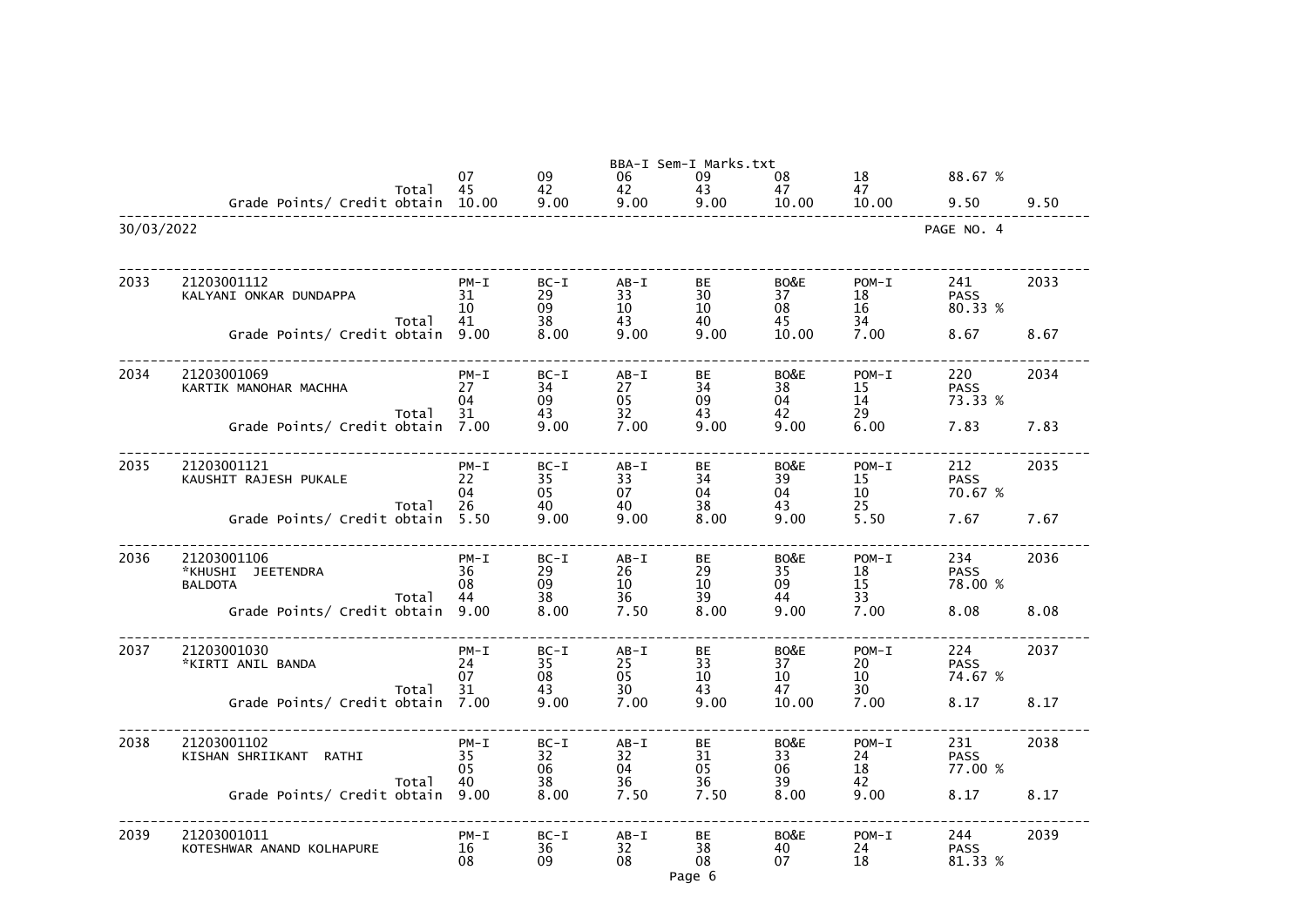| | | | | | | | | | | |
|---|---|---|---|---|---|---|---|---|---|---|
| | | | 07 | 09 | 06 | 09 | 08 | 18 | 88.67 % | |
| | | Total | 45 | 42 | 42 | 43 | 47 | 47 | | |
| | Grade Points/ Credit obtain | | 10.00 | 9.00 | 9.00 | 9.00 | 10.00 | 10.00 | 9.50 | 9.50 |

30/03/2022 PAGE NO. 4

| | | | | | | | | | | |
|---|---|---|---|---|---|---|---|---|---|---|
| 2033 | 21203001112 | | PM-I | BC-I | AB-I | BE | BO&E | POM-I | 241 | 2033 |
| | KALYANI ONKAR DUNDAPPA | | 31 | 29 | 33 | 30 | 37 | 18 | PASS | |
| | | | 10 | 09 | 10 | 10 | 08 | 16 | 80.33 % | |
| | | Total | 41 | 38 | 43 | 40 | 45 | 34 | | |
| | Grade Points/ Credit obtain | | 9.00 | 8.00 | 9.00 | 9.00 | 10.00 | 7.00 | 8.67 | 8.67 |
| 2034 | 21203001069 | | PM-I | BC-I | AB-I | BE | BO&E | POM-I | 220 | 2034 |
| | KARTIK MANOHAR MACHHA | | 27 | 34 | 27 | 34 | 38 | 15 | PASS | |
| | | | 04 | 09 | 05 | 09 | 04 | 14 | 73.33 % | |
| | | Total | 31 | 43 | 32 | 43 | 42 | 29 | | |
| | Grade Points/ Credit obtain | | 7.00 | 9.00 | 7.00 | 9.00 | 9.00 | 6.00 | 7.83 | 7.83 |
| 2035 | 21203001121 | | PM-I | BC-I | AB-I | BE | BO&E | POM-I | 212 | 2035 |
| | KAUSHIT RAJESH PUKALE | | 22 | 35 | 33 | 34 | 39 | 15 | PASS | |
| | | | 04 | 05 | 07 | 04 | 04 | 10 | 70.67 % | |
| | | Total | 26 | 40 | 40 | 38 | 43 | 25 | | |
| | Grade Points/ Credit obtain | | 5.50 | 9.00 | 9.00 | 8.00 | 9.00 | 5.50 | 7.67 | 7.67 |
| 2036 | 21203001106 | | PM-I | BC-I | AB-I | BE | BO&E | POM-I | 234 | 2036 |
| | *KHUSHI JEETENDRA | | 36 | 29 | 26 | 29 | 35 | 18 | PASS | |
| | BALDOTA | | 08 | 09 | 10 | 10 | 09 | 15 | 78.00 % | |
| | | Total | 44 | 38 | 36 | 39 | 44 | 33 | | |
| | Grade Points/ Credit obtain | | 9.00 | 8.00 | 7.50 | 8.00 | 9.00 | 7.00 | 8.08 | 8.08 |
| 2037 | 21203001030 | | PM-I | BC-I | AB-I | BE | BO&E | POM-I | 224 | 2037 |
| | *KIRTI ANIL BANDA | | 24 | 35 | 25 | 33 | 37 | 20 | PASS | |
| | | | 07 | 08 | 05 | 10 | 10 | 10 | 74.67 % | |
| | | Total | 31 | 43 | 30 | 43 | 47 | 30 | | |
| | Grade Points/ Credit obtain | | 7.00 | 9.00 | 7.00 | 9.00 | 10.00 | 7.00 | 8.17 | 8.17 |
| 2038 | 21203001102 | | PM-I | BC-I | AB-I | BE | BO&E | POM-I | 231 | 2038 |
| | KISHAN SHRIIKANT RATHI | | 35 | 32 | 32 | 31 | 33 | 24 | PASS | |
| | | | 05 | 06 | 04 | 05 | 06 | 18 | 77.00 % | |
| | | Total | 40 | 38 | 36 | 36 | 39 | 42 | | |
| | Grade Points/ Credit obtain | | 9.00 | 8.00 | 7.50 | 7.50 | 8.00 | 9.00 | 8.17 | 8.17 |
| 2039 | 21203001011 | | PM-I | BC-I | AB-I | BE | BO&E | POM-I | 244 | 2039 |
| | KOTESHWAR ANAND KOLHAPURE | | 16 | 36 | 32 | 38 | 40 | 24 | PASS | |
| | | | 08 | 09 | 08 | 08 | 07 | 18 | 81.33 % | |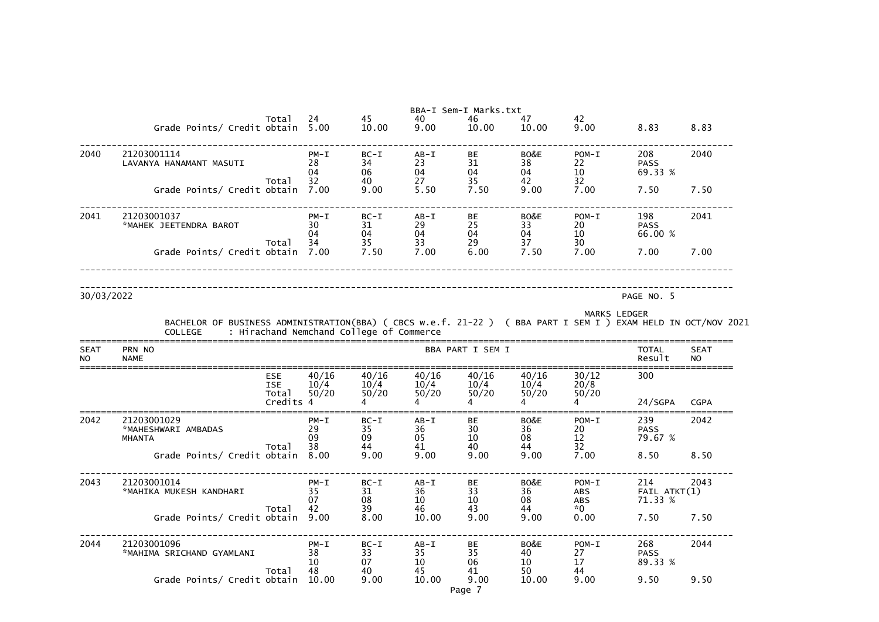| | | | | | | | | | | |
|---|---|---|---|---|---|---|---|---|---|---|
| | | Total | 24 | 45 | 40 | 46 | 47 | 42 | | |
| | Grade Points/ Credit obtain | | 5.00 | 10.00 | 9.00 | 10.00 | 10.00 | 9.00 | 8.83 | 8.83 |
| 2040 | 21203001114<br>LAVANYA HANAMANT MASUTI | | PM-I<br>28<br>04 | BC-I<br>34<br>06 | AB-I<br>23<br>04 | BE<br>31<br>04 | BO&E<br>38<br>04 | POM-I<br>22<br>10 | 208<br>PASS<br>69.33 % | 2040 |
| | | Total | 32 | 40 | 27 | 35 | 42 | 32 | | |
| | Grade Points/ Credit obtain | | 7.00 | 9.00 | 5.50 | 7.50 | 9.00 | 7.00 | 7.50 | 7.50 |
| 2041 | 21203001037<br>*MAHEK JEETENDRA BAROT | | PM-I<br>30<br>04 | BC-I<br>31<br>04 | AB-I<br>29<br>04 | BE<br>25<br>04 | BO&E<br>33<br>04 | POM-I<br>20<br>10 | 198<br>PASS<br>66.00 % | 2041 |
| | | Total | 34 | 35 | 33 | 29 | 37 | 30 | | |
| | Grade Points/ Credit obtain | | 7.00 | 7.50 | 7.00 | 6.00 | 7.50 | 7.00 | 7.00 | 7.00 |

30/03/2022

PAGE NO. 5

MARKS LEDGER

BACHELOR OF BUSINESS ADMINISTRATION(BBA) ( CBCS w.e.f. 21-22 ) ( BBA PART I SEM I ) EXAM HELD IN OCT/NOV 2021

COLLEGE : Hirachand Nemchand College of Commerce

| SEAT NO | PRN NO<br>NAME | | BBA PART I SEM I | | | | | | TOTAL<br>Result | SEAT NO |
|---|---|---|---|---|---|---|---|---|---|---|
| | | ESE | 40/16 | 40/16 | 40/16 | 40/16 | 40/16 | 30/12 | 300 | |
| | | ISE | 10/4 | 10/4 | 10/4 | 10/4 | 10/4 | 20/8 | | |
| | | Total | 50/20 | 50/20 | 50/20 | 50/20 | 50/20 | 50/20 | | |
| | | Credits | 4 | 4 | 4 | 4 | 4 | 4 | 24/SGPA | CGPA |
| 2042 | 21203001029<br>*MAHESHWARI AMBADAS<br>MHANTA | | PM-I<br>29<br>09 | BC-I<br>35<br>09 | AB-I<br>36<br>05 | BE<br>30<br>10 | BO&E<br>36<br>08 | POM-I<br>20<br>12 | 239<br>PASS<br>79.67 % | 2042 |
| | | Total | 38 | 44 | 41 | 40 | 44 | 32 | | |
| | Grade Points/ Credit obtain | | 8.00 | 9.00 | 9.00 | 9.00 | 9.00 | 7.00 | 8.50 | 8.50 |
| 2043 | 21203001014<br>*MAHIKA MUKESH KANDHARI | | PM-I<br>35<br>07 | BC-I<br>31<br>08 | AB-I<br>36<br>10 | BE<br>33<br>10 | BO&E<br>36<br>08 | POM-I<br>ABS<br>ABS | 214<br>FAIL ATKT(1)<br>71.33 % | 2043 |
| | | Total | 42 | 39 | 46 | 43 | 44 | *0 | | |
| | Grade Points/ Credit obtain | | 9.00 | 8.00 | 10.00 | 9.00 | 9.00 | 0.00 | 7.50 | 7.50 |
| 2044 | 21203001096<br>*MAHIMA SRICHAND GYAMLANI | | PM-I<br>38<br>10 | BC-I<br>33<br>07 | AB-I<br>35<br>10 | BE<br>35<br>06 | BO&E<br>40<br>10 | POM-I<br>27<br>17 | 268<br>PASS<br>89.33 % | 2044 |
| | | Total | 48 | 40 | 45 | 41 | 50 | 44 | | |
| | Grade Points/ Credit obtain | | 10.00 | 9.00 | 10.00 | 9.00 | 10.00 | 9.00 | 9.50 | 9.50 |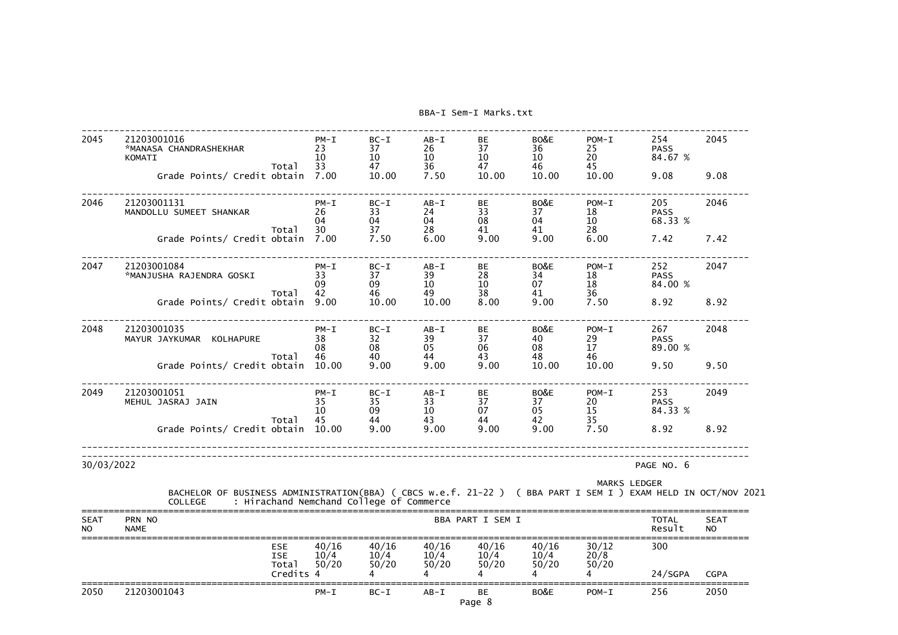| Seat No | PRN / Name | | PM-I | BC-I | AB-I | BE | BO&E | POM-I | Total / Result | Seat No |
|---|---|---|---|---|---|---|---|---|---|---|
| 2045 | 21203001016 *MANASA CHANDRASHEKHAR KOMATI | | 23 | 37 | 26 | 37 | 36 | 25 | 254 | 2045 |
| | | | 10 | 10 | 10 | 10 | 10 | 20 | PASS | |
| | | Total | 33 | 47 | 36 | 47 | 46 | 45 | 84.67 % | |
| | Grade Points/ Credit obtain | | 7.00 | 10.00 | 7.50 | 10.00 | 10.00 | 10.00 | 9.08 | 9.08 |
| 2046 | 21203001131 MANDOLLU SUMEET SHANKAR | | 26 | 33 | 24 | 33 | 37 | 18 | 205 | 2046 |
| | | | 04 | 04 | 04 | 08 | 04 | 10 | PASS | |
| | | Total | 30 | 37 | 28 | 41 | 41 | 28 | 68.33 % | |
| | Grade Points/ Credit obtain | | 7.00 | 7.50 | 6.00 | 9.00 | 9.00 | 6.00 | 7.42 | 7.42 |
| 2047 | 21203001084 *MANJUSHA RAJENDRA GOSKI | | 33 | 37 | 39 | 28 | 34 | 18 | 252 | 2047 |
| | | | 09 | 09 | 10 | 10 | 07 | 18 | PASS | |
| | | Total | 42 | 46 | 49 | 38 | 41 | 36 | 84.00 % | |
| | Grade Points/ Credit obtain | | 9.00 | 10.00 | 10.00 | 8.00 | 9.00 | 7.50 | 8.92 | 8.92 |
| 2048 | 21203001035 MAYUR JAYKUMAR KOLHAPURE | | 38 | 32 | 39 | 37 | 40 | 29 | 267 | 2048 |
| | | | 08 | 08 | 05 | 06 | 08 | 17 | PASS | |
| | | Total | 46 | 40 | 44 | 43 | 48 | 46 | 89.00 % | |
| | Grade Points/ Credit obtain | | 10.00 | 9.00 | 9.00 | 9.00 | 10.00 | 10.00 | 9.50 | 9.50 |
| 2049 | 21203001051 MEHUL JASRAJ JAIN | | 35 | 35 | 33 | 37 | 37 | 20 | 253 | 2049 |
| | | | 10 | 09 | 10 | 07 | 05 | 15 | PASS | |
| | | Total | 45 | 44 | 43 | 44 | 42 | 35 | 84.33 % | |
| | Grade Points/ Credit obtain | | 10.00 | 9.00 | 9.00 | 9.00 | 9.00 | 7.50 | 8.92 | 8.92 |

30/03/2022

PAGE NO. 6

MARKS LEDGER

BACHELOR OF BUSINESS ADMINISTRATION(BBA) ( CBCS w.e.f. 21-22 ) ( BBA PART I SEM I ) EXAM HELD IN OCT/NOV 2021

COLLEGE : Hirachand Nemchand College of Commerce

| SEAT NO | PRN NO / NAME | | BBA PART I SEM I | | | | | | TOTAL Result | SEAT NO |
|---|---|---|---|---|---|---|---|---|---|---|
| | | ESE | 40/16 | 40/16 | 40/16 | 40/16 | 40/16 | 30/12 | 300 | |
| | | ISE | 10/4 | 10/4 | 10/4 | 10/4 | 10/4 | 20/8 | | |
| | | Total | 50/20 | 50/20 | 50/20 | 50/20 | 50/20 | 50/20 | | |
| | | Credits | 4 | 4 | 4 | 4 | 4 | 4 | 24/SGPA | CGPA |
| 2050 | 21203001043 | | PM-I | BC-I | AB-I | BE | BO&E | POM-I | 256 | 2050 |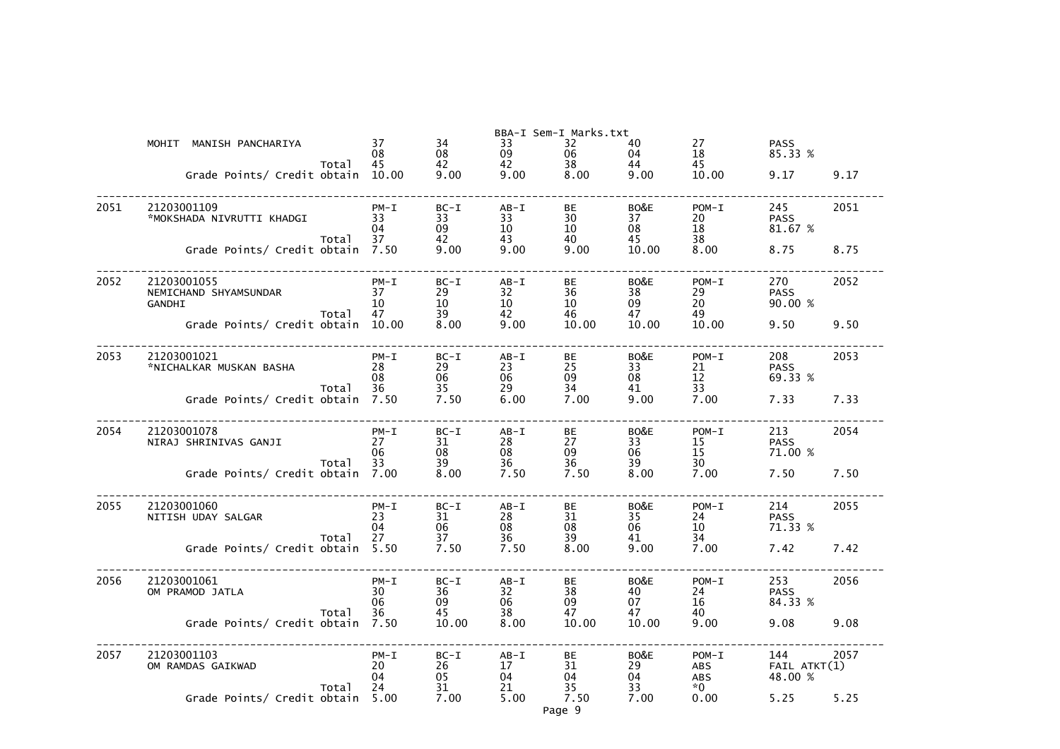| Sr. No. | Seat No. / Name | | PM-I | BC-I | AB-I | BE | BO&E | POM-I | Result | |
|---|---|---|---|---|---|---|---|---|---|---|
| | MOHIT MANISH PANCHARIYA | | 37 | 34 | 33 | 32 | 40 | 27 | PASS | |
| | | | 08 | 08 | 09 | 06 | 04 | 18 | 85.33 % | |
| | | Total | 45 | 42 | 42 | 38 | 44 | 45 | | |
| | Grade Points/ Credit obtain | | 10.00 | 9.00 | 9.00 | 8.00 | 9.00 | 10.00 | 9.17 | 9.17 |
| 2051 | 21203001109 | | PM-I | BC-I | AB-I | BE | BO&E | POM-I | 245 | 2051 |
| | *MOKSHADA NIVRUTTI KHADGI | | 33 | 33 | 33 | 30 | 37 | 20 | PASS | |
| | | | 04 | 09 | 10 | 10 | 08 | 18 | 81.67 % | |
| | | Total | 37 | 42 | 43 | 40 | 45 | 38 | | |
| | Grade Points/ Credit obtain | | 7.50 | 9.00 | 9.00 | 9.00 | 10.00 | 8.00 | 8.75 | 8.75 |
| 2052 | 21203001055 | | PM-I | BC-I | AB-I | BE | BO&E | POM-I | 270 | 2052 |
| | NEMICHAND SHYAMSUNDAR | | 37 | 29 | 32 | 36 | 38 | 29 | PASS | |
| | GANDHI | | 10 | 10 | 10 | 10 | 09 | 20 | 90.00 % | |
| | | Total | 47 | 39 | 42 | 46 | 47 | 49 | | |
| | Grade Points/ Credit obtain | | 10.00 | 8.00 | 9.00 | 10.00 | 10.00 | 10.00 | 9.50 | 9.50 |
| 2053 | 21203001021 | | PM-I | BC-I | AB-I | BE | BO&E | POM-I | 208 | 2053 |
| | *NICHALKAR MUSKAN BASHA | | 28 | 29 | 23 | 25 | 33 | 21 | PASS | |
| | | | 08 | 06 | 06 | 09 | 08 | 12 | 69.33 % | |
| | | Total | 36 | 35 | 29 | 34 | 41 | 33 | | |
| | Grade Points/ Credit obtain | | 7.50 | 7.50 | 6.00 | 7.00 | 9.00 | 7.00 | 7.33 | 7.33 |
| 2054 | 21203001078 | | PM-I | BC-I | AB-I | BE | BO&E | POM-I | 213 | 2054 |
| | NIRAJ SHRINIVAS GANJI | | 27 | 31 | 28 | 27 | 33 | 15 | PASS | |
| | | | 06 | 08 | 08 | 09 | 06 | 15 | 71.00 % | |
| | | Total | 33 | 39 | 36 | 36 | 39 | 30 | | |
| | Grade Points/ Credit obtain | | 7.00 | 8.00 | 7.50 | 7.50 | 8.00 | 7.00 | 7.50 | 7.50 |
| 2055 | 21203001060 | | PM-I | BC-I | AB-I | BE | BO&E | POM-I | 214 | 2055 |
| | NITISH UDAY SALGAR | | 23 | 31 | 28 | 31 | 35 | 24 | PASS | |
| | | | 04 | 06 | 08 | 08 | 06 | 10 | 71.33 % | |
| | | Total | 27 | 37 | 36 | 39 | 41 | 34 | | |
| | Grade Points/ Credit obtain | | 5.50 | 7.50 | 7.50 | 8.00 | 9.00 | 7.00 | 7.42 | 7.42 |
| 2056 | 21203001061 | | PM-I | BC-I | AB-I | BE | BO&E | POM-I | 253 | 2056 |
| | OM PRAMOD JATLA | | 30 | 36 | 32 | 38 | 40 | 24 | PASS | |
| | | | 06 | 09 | 06 | 09 | 07 | 16 | 84.33 % | |
| | | Total | 36 | 45 | 38 | 47 | 47 | 40 | | |
| | Grade Points/ Credit obtain | | 7.50 | 10.00 | 8.00 | 10.00 | 10.00 | 9.00 | 9.08 | 9.08 |
| 2057 | 21203001103 | | PM-I | BC-I | AB-I | BE | BO&E | POM-I | 144 | 2057 |
| | OM RAMDAS GAIKWAD | | 20 | 26 | 17 | 31 | 29 | ABS | FAIL ATKT(1) | |
| | | | 04 | 05 | 04 | 04 | 04 | ABS | 48.00 % | |
| | | Total | 24 | 31 | 21 | 35 | 33 | *0 | | |
| | Grade Points/ Credit obtain | | 5.00 | 7.00 | 5.00 | 7.50 | 7.00 | 0.00 | 5.25 | 5.25 |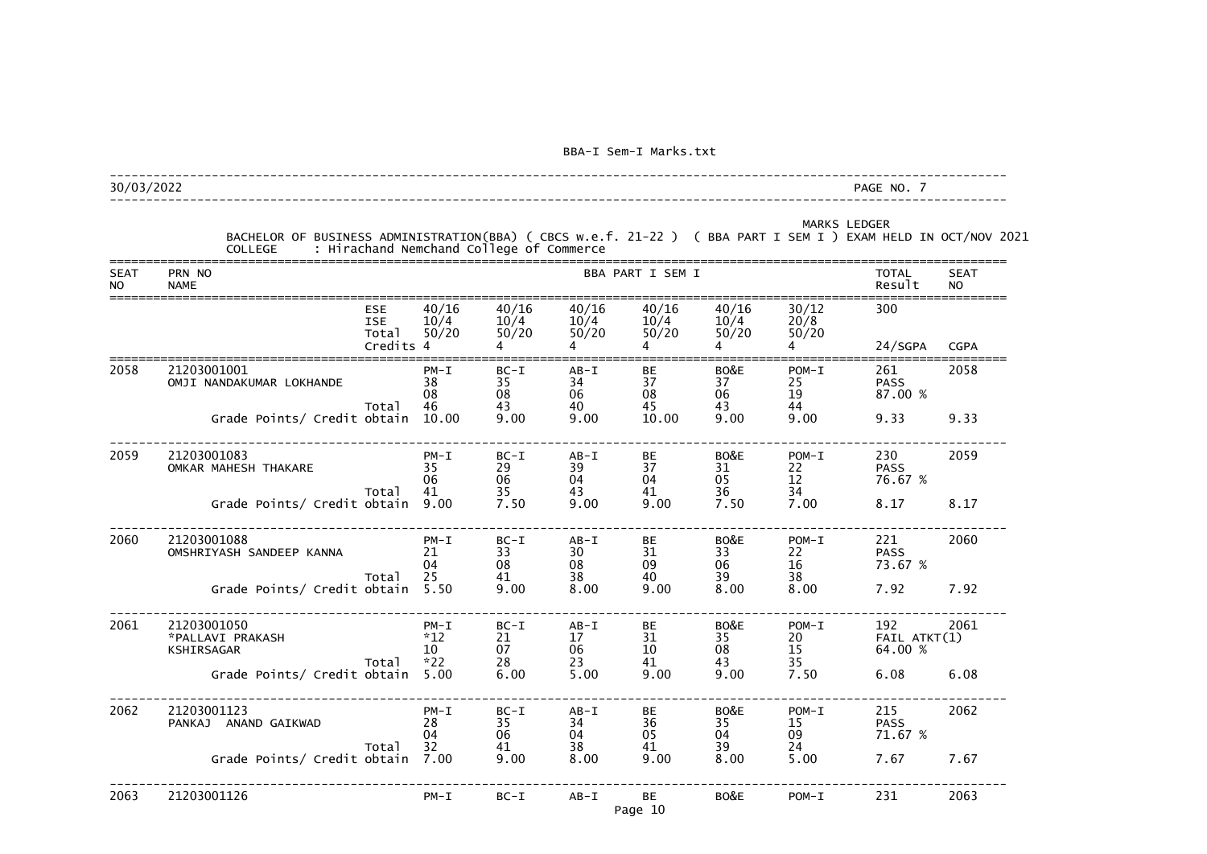BBA-I Sem-I Marks.txt

30/03/2022 PAGE NO. 7

MARKS LEDGER

BACHELOR OF BUSINESS ADMINISTRATION(BBA) ( CBCS w.e.f. 21-22 ) ( BBA PART I SEM I ) EXAM HELD IN OCT/NOV 2021

COLLEGE : Hirachand Nemchand College of Commerce

| SEAT NO | PRN NO / NAME | | BBA PART I SEM I | | | | | | TOTAL Result | SEAT NO |
|---|---|---|---|---|---|---|---|---|---|---|
| | | ESE | 40/16 | 40/16 | 40/16 | 40/16 | 40/16 | 30/12 | 300 | |
| | | ISE | 10/4 | 10/4 | 10/4 | 10/4 | 10/4 | 20/8 | | |
| | | Total | 50/20 | 50/20 | 50/20 | 50/20 | 50/20 | 50/20 | | |
| | | Credits | 4 | 4 | 4 | 4 | 4 | 4 | 24/SGPA | CGPA |
| 2058 | 21203001001 | | PM-I | BC-I | AB-I | BE | BO&E | POM-I | 261 | 2058 |
| | OMJI NANDAKUMAR LOKHANDE | | 38 | 35 | 34 | 37 | 37 | 25 | PASS | |
| | | | 08 | 08 | 06 | 08 | 06 | 19 | 87.00 % | |
| | | Total | 46 | 43 | 40 | 45 | 43 | 44 | | |
| | Grade Points/ Credit obtain | | 10.00 | 9.00 | 9.00 | 10.00 | 9.00 | 9.00 | 9.33 | 9.33 |
| 2059 | 21203001083 | | PM-I | BC-I | AB-I | BE | BO&E | POM-I | 230 | 2059 |
| | OMKAR MAHESH THAKARE | | 35 | 29 | 39 | 37 | 31 | 22 | PASS | |
| | | | 06 | 06 | 04 | 04 | 05 | 12 | 76.67 % | |
| | | Total | 41 | 35 | 43 | 41 | 36 | 34 | | |
| | Grade Points/ Credit obtain | | 9.00 | 7.50 | 9.00 | 9.00 | 7.50 | 7.00 | 8.17 | 8.17 |
| 2060 | 21203001088 | | PM-I | BC-I | AB-I | BE | BO&E | POM-I | 221 | 2060 |
| | OMSHRIYASH SANDEEP KANNA | | 21 | 33 | 30 | 31 | 33 | 22 | PASS | |
| | | | 04 | 08 | 08 | 09 | 06 | 16 | 73.67 % | |
| | | Total | 25 | 41 | 38 | 40 | 39 | 38 | | |
| | Grade Points/ Credit obtain | | 5.50 | 9.00 | 8.00 | 9.00 | 8.00 | 8.00 | 7.92 | 7.92 |
| 2061 | 21203001050 | | PM-I | BC-I | AB-I | BE | BO&E | POM-I | 192 | 2061 |
| | *PALLAVI PRAKASH | | *12 | 21 | 17 | 31 | 35 | 20 | FAIL ATKT(1) | |
| | KSHIRSAGAR | | 10 | 07 | 06 | 10 | 08 | 15 | 64.00 % | |
| | | Total | *22 | 28 | 23 | 41 | 43 | 35 | | |
| | Grade Points/ Credit obtain | | 5.00 | 6.00 | 5.00 | 9.00 | 9.00 | 7.50 | 6.08 | 6.08 |
| 2062 | 21203001123 | | PM-I | BC-I | AB-I | BE | BO&E | POM-I | 215 | 2062 |
| | PANKAJ ANAND GAIKWAD | | 28 | 35 | 34 | 36 | 35 | 15 | PASS | |
| | | | 04 | 06 | 04 | 05 | 04 | 09 | 71.67 % | |
| | | Total | 32 | 41 | 38 | 41 | 39 | 24 | | |
| | Grade Points/ Credit obtain | | 7.00 | 9.00 | 8.00 | 9.00 | 8.00 | 5.00 | 7.67 | 7.67 |
| 2063 | 21203001126 | | PM-I | BC-I | AB-I | BE | BO&E | POM-I | 231 | 2063 |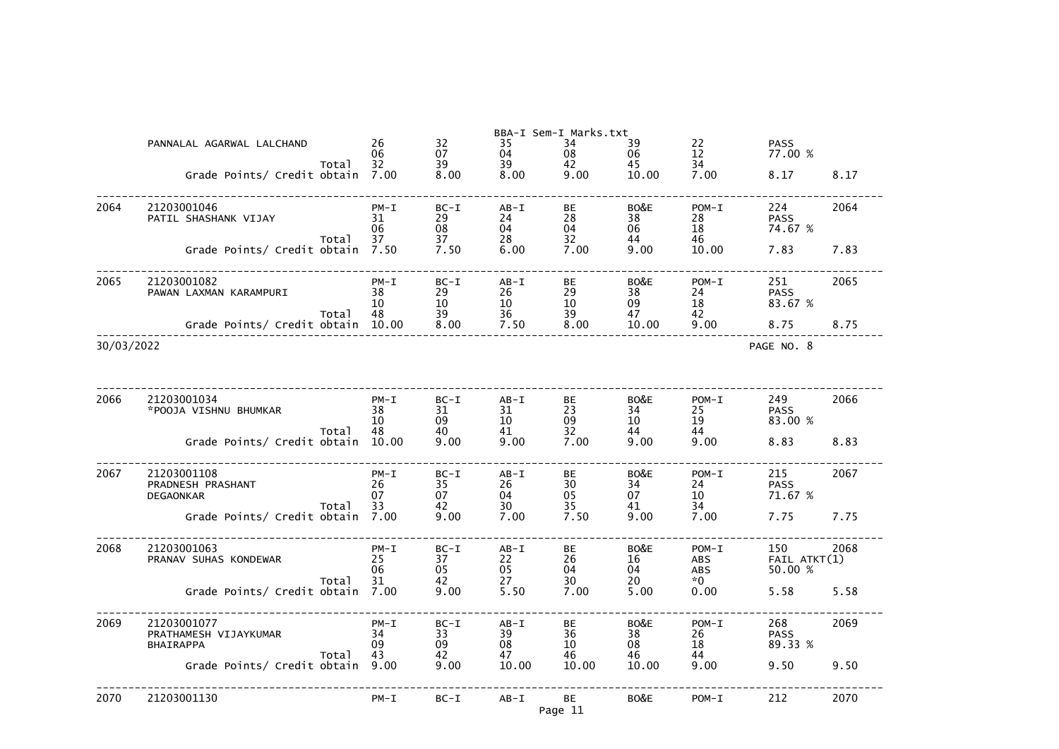| | | | PM-I | BC-I | AB-I | BE | BO&E | POM-I | | |
|---|---|---|---|---|---|---|---|---|---|---|
| | PANNALAL AGARWAL LALCHAND | | 26 | 32 | 35 | 34 | 39 | 22 | PASS | |
| | | | 06 | 07 | 04 | 08 | 06 | 12 | 77.00 % | |
| | | Total | 32 | 39 | 39 | 42 | 45 | 34 | | |
| | Grade Points/ Credit obtain | | 7.00 | 8.00 | 8.00 | 9.00 | 10.00 | 7.00 | 8.17 | 8.17 |
| 2064 | 21203001046 | | PM-I | BC-I | AB-I | BE | BO&E | POM-I | 224 | 2064 |
| | PATIL SHASHANK VIJAY | | 31 | 29 | 24 | 28 | 38 | 28 | PASS | |
| | | | 06 | 08 | 04 | 04 | 06 | 18 | 74.67 % | |
| | | Total | 37 | 37 | 28 | 32 | 44 | 46 | | |
| | Grade Points/ Credit obtain | | 7.50 | 7.50 | 6.00 | 7.00 | 9.00 | 10.00 | 7.83 | 7.83 |
| 2065 | 21203001082 | | PM-I | BC-I | AB-I | BE | BO&E | POM-I | 251 | 2065 |
| | PAWAN LAXMAN KARAMPURI | | 38 | 29 | 26 | 29 | 38 | 24 | PASS | |
| | | | 10 | 10 | 10 | 10 | 09 | 18 | 83.67 % | |
| | | Total | 48 | 39 | 36 | 39 | 47 | 42 | | |
| | Grade Points/ Credit obtain | | 10.00 | 8.00 | 7.50 | 8.00 | 10.00 | 9.00 | 8.75 | 8.75 |

30/03/2022 PAGE NO. 8

| | | | | | | | | | | |
|---|---|---|---|---|---|---|---|---|---|---|
| 2066 | 21203001034 | | PM-I | BC-I | AB-I | BE | BO&E | POM-I | 249 | 2066 |
| | *POOJA VISHNU BHUMKAR | | 38 | 31 | 31 | 23 | 34 | 25 | PASS | |
| | | | 10 | 09 | 10 | 09 | 10 | 19 | 83.00 % | |
| | | Total | 48 | 40 | 41 | 32 | 44 | 44 | | |
| | Grade Points/ Credit obtain | | 10.00 | 9.00 | 9.00 | 7.00 | 9.00 | 9.00 | 8.83 | 8.83 |
| 2067 | 21203001108 | | PM-I | BC-I | AB-I | BE | BO&E | POM-I | 215 | 2067 |
| | PRADNESH PRASHANT | | 26 | 35 | 26 | 30 | 34 | 24 | PASS | |
| | DEGAONKAR | | 07 | 07 | 04 | 05 | 07 | 10 | 71.67 % | |
| | | Total | 33 | 42 | 30 | 35 | 41 | 34 | | |
| | Grade Points/ Credit obtain | | 7.00 | 9.00 | 7.00 | 7.50 | 9.00 | 7.00 | 7.75 | 7.75 |
| 2068 | 21203001063 | | PM-I | BC-I | AB-I | BE | BO&E | POM-I | 150 | 2068 |
| | PRANAV SUHAS KONDEWAR | | 25 | 37 | 22 | 26 | 16 | ABS | FAIL ATKT(1) | |
| | | | 06 | 05 | 05 | 04 | 04 | ABS | 50.00 % | |
| | | Total | 31 | 42 | 27 | 30 | 20 | *0 | | |
| | Grade Points/ Credit obtain | | 7.00 | 9.00 | 5.50 | 7.00 | 5.00 | 0.00 | 5.58 | 5.58 |
| 2069 | 21203001077 | | PM-I | BC-I | AB-I | BE | BO&E | POM-I | 268 | 2069 |
| | PRATHAMESH VIJAYKUMAR | | 34 | 33 | 39 | 36 | 38 | 26 | PASS | |
| | BHAIRAPPA | | 09 | 09 | 08 | 10 | 08 | 18 | 89.33 % | |
| | | Total | 43 | 42 | 47 | 46 | 46 | 44 | | |
| | Grade Points/ Credit obtain | | 9.00 | 9.00 | 10.00 | 10.00 | 10.00 | 9.00 | 9.50 | 9.50 |
| 2070 | 21203001130 | | PM-I | BC-I | AB-I | BE | BO&E | POM-I | 212 | 2070 |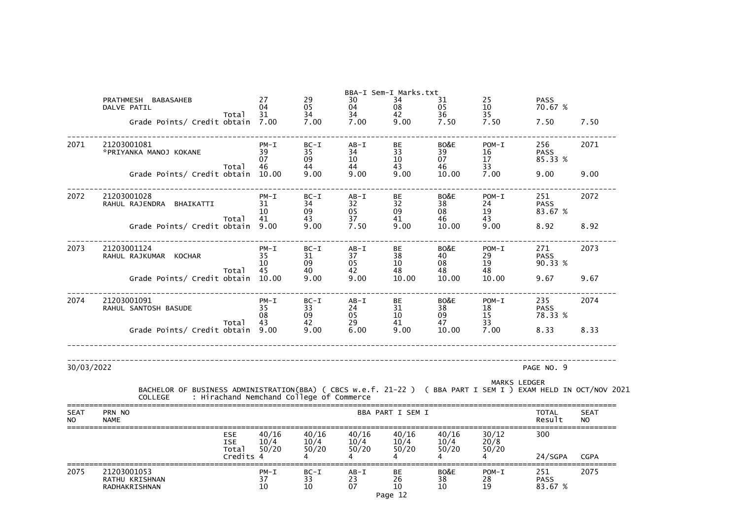| | | | | | | | | | | |
|---|---|---|---|---|---|---|---|---|---|---|
| | PRATHMESH BABASAHEB | | 27 | 29 | 30 | 34 | 31 | 25 | PASS | |
| | DALVE PATIL | | 04 | 05 | 04 | 08 | 05 | 10 | 70.67 % | |
| | | Total | 31 | 34 | 34 | 42 | 36 | 35 | | |
| | Grade Points/ Credit obtain | | 7.00 | 7.00 | 7.00 | 9.00 | 7.50 | 7.50 | 7.50 | 7.50 |
| 2071 | 21203001081 | | PM-I | BC-I | AB-I | BE | BO&E | POM-I | 256 | 2071 |
| | *PRIYANKA MANOJ KOKANE | | 39 | 35 | 34 | 33 | 39 | 16 | PASS | |
| | | | 07 | 09 | 10 | 10 | 07 | 17 | 85.33 % | |
| | | Total | 46 | 44 | 44 | 43 | 46 | 33 | | |
| | Grade Points/ Credit obtain | | 10.00 | 9.00 | 9.00 | 9.00 | 10.00 | 7.00 | 9.00 | 9.00 |
| 2072 | 21203001028 | | PM-I | BC-I | AB-I | BE | BO&E | POM-I | 251 | 2072 |
| | RAHUL RAJENDRA BHAIKATTI | | 31 | 34 | 32 | 32 | 38 | 24 | PASS | |
| | | | 10 | 09 | 05 | 09 | 08 | 19 | 83.67 % | |
| | | Total | 41 | 43 | 37 | 41 | 46 | 43 | | |
| | Grade Points/ Credit obtain | | 9.00 | 9.00 | 7.50 | 9.00 | 10.00 | 9.00 | 8.92 | 8.92 |
| 2073 | 21203001124 | | PM-I | BC-I | AB-I | BE | BO&E | POM-I | 271 | 2073 |
| | RAHUL RAJKUMAR KOCHAR | | 35 | 31 | 37 | 38 | 40 | 29 | PASS | |
| | | | 10 | 09 | 05 | 10 | 08 | 19 | 90.33 % | |
| | | Total | 45 | 40 | 42 | 48 | 48 | 48 | | |
| | Grade Points/ Credit obtain | | 10.00 | 9.00 | 9.00 | 10.00 | 10.00 | 10.00 | 9.67 | 9.67 |
| 2074 | 21203001091 | | PM-I | BC-I | AB-I | BE | BO&E | POM-I | 235 | 2074 |
| | RAHUL SANTOSH BASUDE | | 35 | 33 | 24 | 31 | 38 | 18 | PASS | |
| | | | 08 | 09 | 05 | 10 | 09 | 15 | 78.33 % | |
| | | Total | 43 | 42 | 29 | 41 | 47 | 33 | | |
| | Grade Points/ Credit obtain | | 9.00 | 9.00 | 6.00 | 9.00 | 10.00 | 7.00 | 8.33 | 8.33 |

30/03/2022

PAGE NO. 9

MARKS LEDGER

BACHELOR OF BUSINESS ADMINISTRATION(BBA) ( CBCS w.e.f. 21-22 ) ( BBA PART I SEM I ) EXAM HELD IN OCT/NOV 2021

COLLEGE : Hirachand Nemchand College of Commerce

| SEAT NO | PRN NO / NAME | | BBA PART I SEM I | | | | | | TOTAL Result | SEAT NO |
|---|---|---|---|---|---|---|---|---|---|---|
| | | ESE | 40/16 | 40/16 | 40/16 | 40/16 | 40/16 | 30/12 | 300 | |
| | | ISE | 10/4 | 10/4 | 10/4 | 10/4 | 10/4 | 20/8 | | |
| | | Total | 50/20 | 50/20 | 50/20 | 50/20 | 50/20 | 50/20 | | |
| | | Credits | 4 | 4 | 4 | 4 | 4 | 4 | 24/SGPA | CGPA |
| 2075 | 21203001053 | | PM-I | BC-I | AB-I | BE | BO&E | POM-I | 251 | 2075 |
| | RATHU KRISHNAN | | 37 | 33 | 23 | 26 | 38 | 28 | PASS | |
| | RADHAKRISHNAN | | 10 | 10 | 07 | 10 | 10 | 19 | 83.67 % | |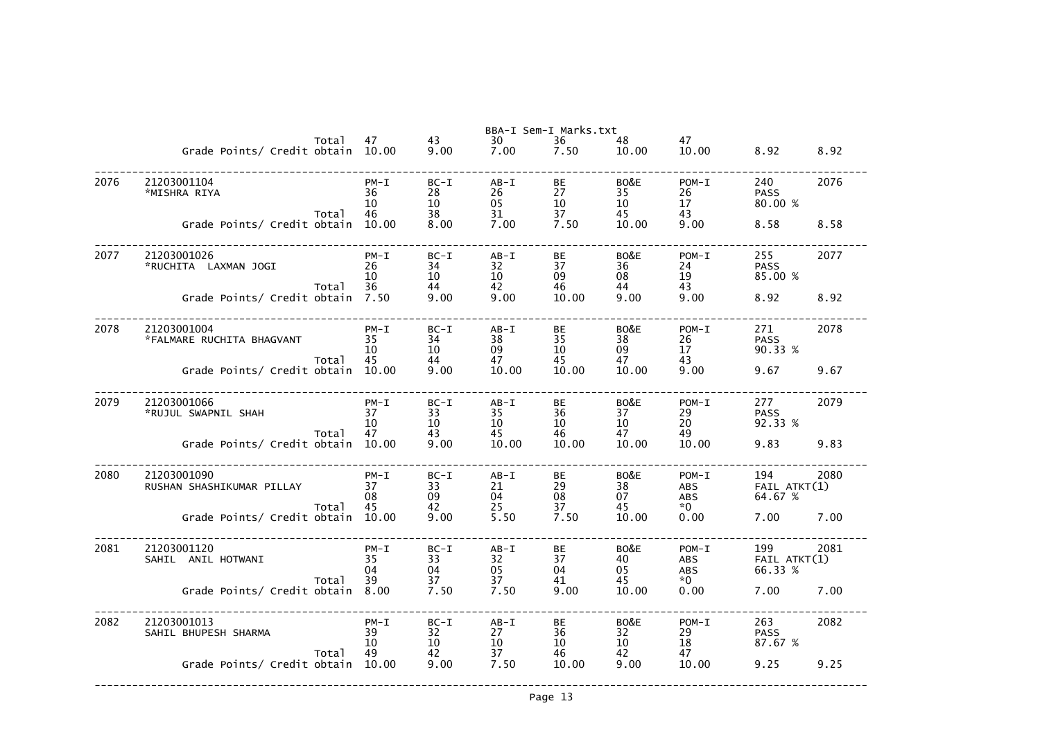BBA-I Sem-I Marks.txt

| Sr | Seat No / Name | | PM-I | BC-I | AB-I | BE | BO&E | POM-I | Result | |
|---|---|---|---|---|---|---|---|---|---|---|
| | | Total | 47 | 43 | 30 | 36 | 48 | 47 | | |
| | Grade Points/ Credit obtain | | 10.00 | 9.00 | 7.00 | 7.50 | 10.00 | 10.00 | 8.92 | 8.92 |
| 2076 | 21203001104 | | PM-I | BC-I | AB-I | BE | BO&E | POM-I | 240 | 2076 |
| | *MISHRA RIYA | | 36 | 28 | 26 | 27 | 35 | 26 | PASS | |
| | | | 10 | 10 | 05 | 10 | 10 | 17 | 80.00 % | |
| | | Total | 46 | 38 | 31 | 37 | 45 | 43 | | |
| | Grade Points/ Credit obtain | | 10.00 | 8.00 | 7.00 | 7.50 | 10.00 | 9.00 | 8.58 | 8.58 |
| 2077 | 21203001026 | | PM-I | BC-I | AB-I | BE | BO&E | POM-I | 255 | 2077 |
| | *RUCHITA LAXMAN JOGI | | 26 | 34 | 32 | 37 | 36 | 24 | PASS | |
| | | | 10 | 10 | 10 | 09 | 08 | 19 | 85.00 % | |
| | | Total | 36 | 44 | 42 | 46 | 44 | 43 | | |
| | Grade Points/ Credit obtain | | 7.50 | 9.00 | 9.00 | 10.00 | 9.00 | 9.00 | 8.92 | 8.92 |
| 2078 | 21203001004 | | PM-I | BC-I | AB-I | BE | BO&E | POM-I | 271 | 2078 |
| | *FALMARE RUCHITA BHAGVANT | | 35 | 34 | 38 | 35 | 38 | 26 | PASS | |
| | | | 10 | 10 | 09 | 10 | 09 | 17 | 90.33 % | |
| | | Total | 45 | 44 | 47 | 45 | 47 | 43 | | |
| | Grade Points/ Credit obtain | | 10.00 | 9.00 | 10.00 | 10.00 | 10.00 | 9.00 | 9.67 | 9.67 |
| 2079 | 21203001066 | | PM-I | BC-I | AB-I | BE | BO&E | POM-I | 277 | 2079 |
| | *RUJUL SWAPNIL SHAH | | 37 | 33 | 35 | 36 | 37 | 29 | PASS | |
| | | | 10 | 10 | 10 | 10 | 10 | 20 | 92.33 % | |
| | | Total | 47 | 43 | 45 | 46 | 47 | 49 | | |
| | Grade Points/ Credit obtain | | 10.00 | 9.00 | 10.00 | 10.00 | 10.00 | 10.00 | 9.83 | 9.83 |
| 2080 | 21203001090 | | PM-I | BC-I | AB-I | BE | BO&E | POM-I | 194 | 2080 |
| | RUSHAN SHASHIKUMAR PILLAY | | 37 | 33 | 21 | 29 | 38 | ABS | FAIL ATKT(1) | |
| | | | 08 | 09 | 04 | 08 | 07 | ABS | 64.67 % | |
| | | Total | 45 | 42 | 25 | 37 | 45 | *0 | | |
| | Grade Points/ Credit obtain | | 10.00 | 9.00 | 5.50 | 7.50 | 10.00 | 0.00 | 7.00 | 7.00 |
| 2081 | 21203001120 | | PM-I | BC-I | AB-I | BE | BO&E | POM-I | 199 | 2081 |
| | SAHIL ANIL HOTWANI | | 35 | 33 | 32 | 37 | 40 | ABS | FAIL ATKT(1) | |
| | | | 04 | 04 | 05 | 04 | 05 | ABS | 66.33 % | |
| | | Total | 39 | 37 | 37 | 41 | 45 | *0 | | |
| | Grade Points/ Credit obtain | | 8.00 | 7.50 | 7.50 | 9.00 | 10.00 | 0.00 | 7.00 | 7.00 |
| 2082 | 21203001013 | | PM-I | BC-I | AB-I | BE | BO&E | POM-I | 263 | 2082 |
| | SAHIL BHUPESH SHARMA | | 39 | 32 | 27 | 36 | 32 | 29 | PASS | |
| | | | 10 | 10 | 10 | 10 | 10 | 18 | 87.67 % | |
| | | Total | 49 | 42 | 37 | 46 | 42 | 47 | | |
| | Grade Points/ Credit obtain | | 10.00 | 9.00 | 7.50 | 10.00 | 9.00 | 10.00 | 9.25 | 9.25 |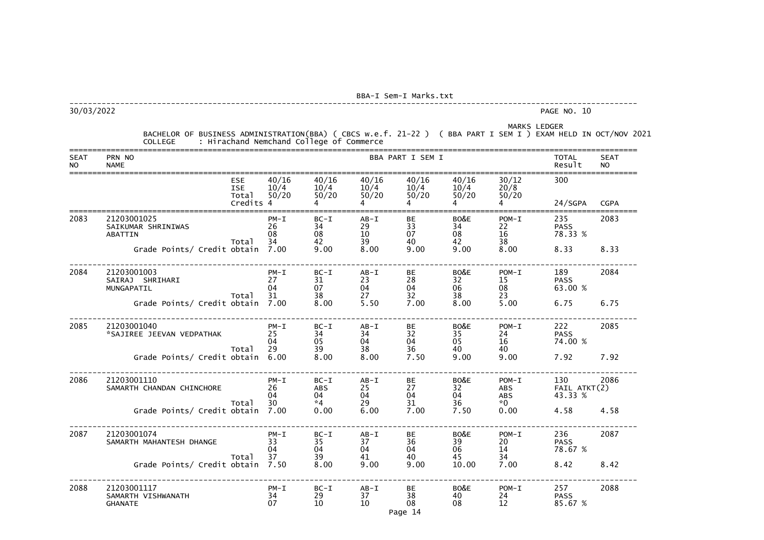BBA-I Sem-I Marks.txt

30/03/2022

MARKS LEDGER

BACHELOR OF BUSINESS ADMINISTRATION(BBA) ( CBCS w.e.f. 21-22 ) ( BBA PART I SEM I ) EXAM HELD IN OCT/NOV 2021

COLLEGE : Hirachand Nemchand College of Commerce

| SEAT NO | PRN NO / NAME | | BBA PART I SEM I | | | | | | TOTAL Result | SEAT NO |
|---|---|---|---|---|---|---|---|---|---|---|
| | | ESE | 40/16 | 40/16 | 40/16 | 40/16 | 40/16 | 30/12 | 300 | |
| | | ISE | 10/4 | 10/4 | 10/4 | 10/4 | 10/4 | 20/8 | | |
| | | Total | 50/20 | 50/20 | 50/20 | 50/20 | 50/20 | 50/20 | | |
| | | Credits | 4 | 4 | 4 | 4 | 4 | 4 | 24/SGPA | CGPA |
| 2083 | 21203001025 | | PM-I | BC-I | AB-I | BE | BO&E | POM-I | 235 | 2083 |
| | SAIKUMAR SHRINIWAS | | 26 | 34 | 29 | 33 | 34 | 22 | PASS | |
| | ABATTIN | | 08 | 08 | 10 | 07 | 08 | 16 | 78.33 % | |
| | | Total | 34 | 42 | 39 | 40 | 42 | 38 | | |
| | Grade Points/ Credit obtain | | 7.00 | 9.00 | 8.00 | 9.00 | 9.00 | 8.00 | 8.33 | 8.33 |
| 2084 | 21203001003 | | PM-I | BC-I | AB-I | BE | BO&E | POM-I | 189 | 2084 |
| | SAIRAJ SHRIHARI | | 27 | 31 | 23 | 28 | 32 | 15 | PASS | |
| | MUNGAPATIL | | 04 | 07 | 04 | 04 | 06 | 08 | 63.00 % | |
| | | Total | 31 | 38 | 27 | 32 | 38 | 23 | | |
| | Grade Points/ Credit obtain | | 7.00 | 8.00 | 5.50 | 7.00 | 8.00 | 5.00 | 6.75 | 6.75 |
| 2085 | 21203001040 | | PM-I | BC-I | AB-I | BE | BO&E | POM-I | 222 | 2085 |
| | *SAJIREE JEEVAN VEDPATHAK | | 25 | 34 | 34 | 32 | 35 | 24 | PASS | |
| | | | 04 | 05 | 04 | 04 | 05 | 16 | 74.00 % | |
| | | Total | 29 | 39 | 38 | 36 | 40 | 40 | | |
| | Grade Points/ Credit obtain | | 6.00 | 8.00 | 8.00 | 7.50 | 9.00 | 9.00 | 7.92 | 7.92 |
| 2086 | 21203001110 | | PM-I | BC-I | AB-I | BE | BO&E | POM-I | 130 | 2086 |
| | SAMARTH CHANDAN CHINCHORE | | 26 | ABS | 25 | 27 | 32 | ABS | FAIL ATKT(2) | |
| | | | 04 | 04 | 04 | 04 | 04 | ABS | 43.33 % | |
| | | Total | 30 | *4 | 29 | 31 | 36 | *0 | | |
| | Grade Points/ Credit obtain | | 7.00 | 0.00 | 6.00 | 7.00 | 7.50 | 0.00 | 4.58 | 4.58 |
| 2087 | 21203001074 | | PM-I | BC-I | AB-I | BE | BO&E | POM-I | 236 | 2087 |
| | SAMARTH MAHANTESH DHANGE | | 33 | 35 | 37 | 36 | 39 | 20 | PASS | |
| | | | 04 | 04 | 04 | 04 | 06 | 14 | 78.67 % | |
| | | Total | 37 | 39 | 41 | 40 | 45 | 34 | | |
| | Grade Points/ Credit obtain | | 7.50 | 8.00 | 9.00 | 9.00 | 10.00 | 7.00 | 8.42 | 8.42 |
| 2088 | 21203001117 | | PM-I | BC-I | AB-I | BE | BO&E | POM-I | 257 | 2088 |
| | SAMARTH VISHWANATH | | 34 | 29 | 37 | 38 | 40 | 24 | PASS | |
| | GHANATE | | 07 | 10 | 10 | 08 | 08 | 12 | 85.67 % | |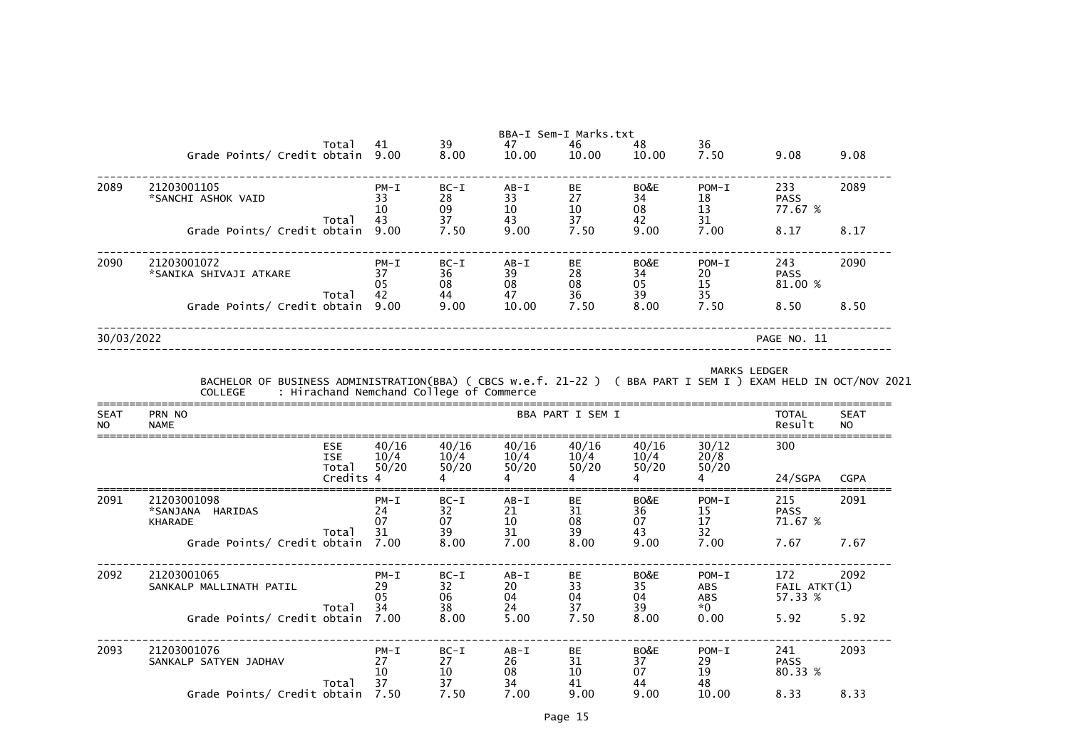| | | | | | | | | | | |
|---|---|---|---|---|---|---|---|---|---|---|
| | | Total | 41 | 39 | 47 | 46 | 48 | 36 | | |
| | Grade Points/ Credit obtain | | 9.00 | 8.00 | 10.00 | 10.00 | 10.00 | 7.50 | 9.08 | 9.08 |
| 2089 | 21203001105 *SANCHI ASHOK VAID | | PM-I 33 10 | BC-I 28 09 | AB-I 33 10 | BE 27 10 | BO&E 34 08 | POM-I 18 13 | 233 PASS 77.67 % | 2089 |
| | | Total | 43 | 37 | 43 | 37 | 42 | 31 | | |
| | Grade Points/ Credit obtain | | 9.00 | 7.50 | 9.00 | 7.50 | 9.00 | 7.00 | 8.17 | 8.17 |
| 2090 | 21203001072 *SANIKA SHIVAJI ATKARE | | PM-I 37 05 | BC-I 36 08 | AB-I 39 08 | BE 28 08 | BO&E 34 05 | POM-I 20 15 | 243 PASS 81.00 % | 2090 |
| | | Total | 42 | 44 | 47 | 36 | 39 | 35 | | |
| | Grade Points/ Credit obtain | | 9.00 | 9.00 | 10.00 | 7.50 | 8.00 | 7.50 | 8.50 | 8.50 |

30/03/2022 PAGE NO. 11

MARKS LEDGER

BACHELOR OF BUSINESS ADMINISTRATION(BBA) ( CBCS w.e.f. 21-22 ) ( BBA PART I SEM I ) EXAM HELD IN OCT/NOV 2021

COLLEGE : Hirachand Nemchand College of Commerce

| SEAT NO | PRN NO NAME | | BBA PART I SEM I | | | | | | TOTAL Result | SEAT NO |
|---|---|---|---|---|---|---|---|---|---|---|
| | | ESE | 40/16 | 40/16 | 40/16 | 40/16 | 40/16 | 30/12 | 300 | |
| | | ISE | 10/4 | 10/4 | 10/4 | 10/4 | 10/4 | 20/8 | | |
| | | Total | 50/20 | 50/20 | 50/20 | 50/20 | 50/20 | 50/20 | | |
| | | Credits | 4 | 4 | 4 | 4 | 4 | 4 | 24/SGPA | CGPA |
| 2091 | 21203001098 *SANJANA HARIDAS KHARADE | | PM-I 24 07 | BC-I 32 07 | AB-I 21 10 | BE 31 08 | BO&E 36 07 | POM-I 15 17 | 215 PASS 71.67 % | 2091 |
| | | Total | 31 | 39 | 31 | 39 | 43 | 32 | | |
| | Grade Points/ Credit obtain | | 7.00 | 8.00 | 7.00 | 8.00 | 9.00 | 7.00 | 7.67 | 7.67 |
| 2092 | 21203001065 SANKALP MALLINATH PATIL | | PM-I 29 05 | BC-I 32 06 | AB-I 20 04 | BE 33 04 | BO&E 35 04 | POM-I ABS ABS | 172 FAIL ATKT(1) 57.33 % | 2092 |
| | | Total | 34 | 38 | 24 | 37 | 39 | *0 | | |
| | Grade Points/ Credit obtain | | 7.00 | 8.00 | 5.00 | 7.50 | 8.00 | 0.00 | 5.92 | 5.92 |
| 2093 | 21203001076 SANKALP SATYEN JADHAV | | PM-I 27 10 | BC-I 27 10 | AB-I 26 08 | BE 31 10 | BO&E 37 07 | POM-I 29 19 | 241 PASS 80.33 % | 2093 |
| | | Total | 37 | 37 | 34 | 41 | 44 | 48 | | |
| | Grade Points/ Credit obtain | | 7.50 | 7.50 | 7.00 | 9.00 | 9.00 | 10.00 | 8.33 | 8.33 |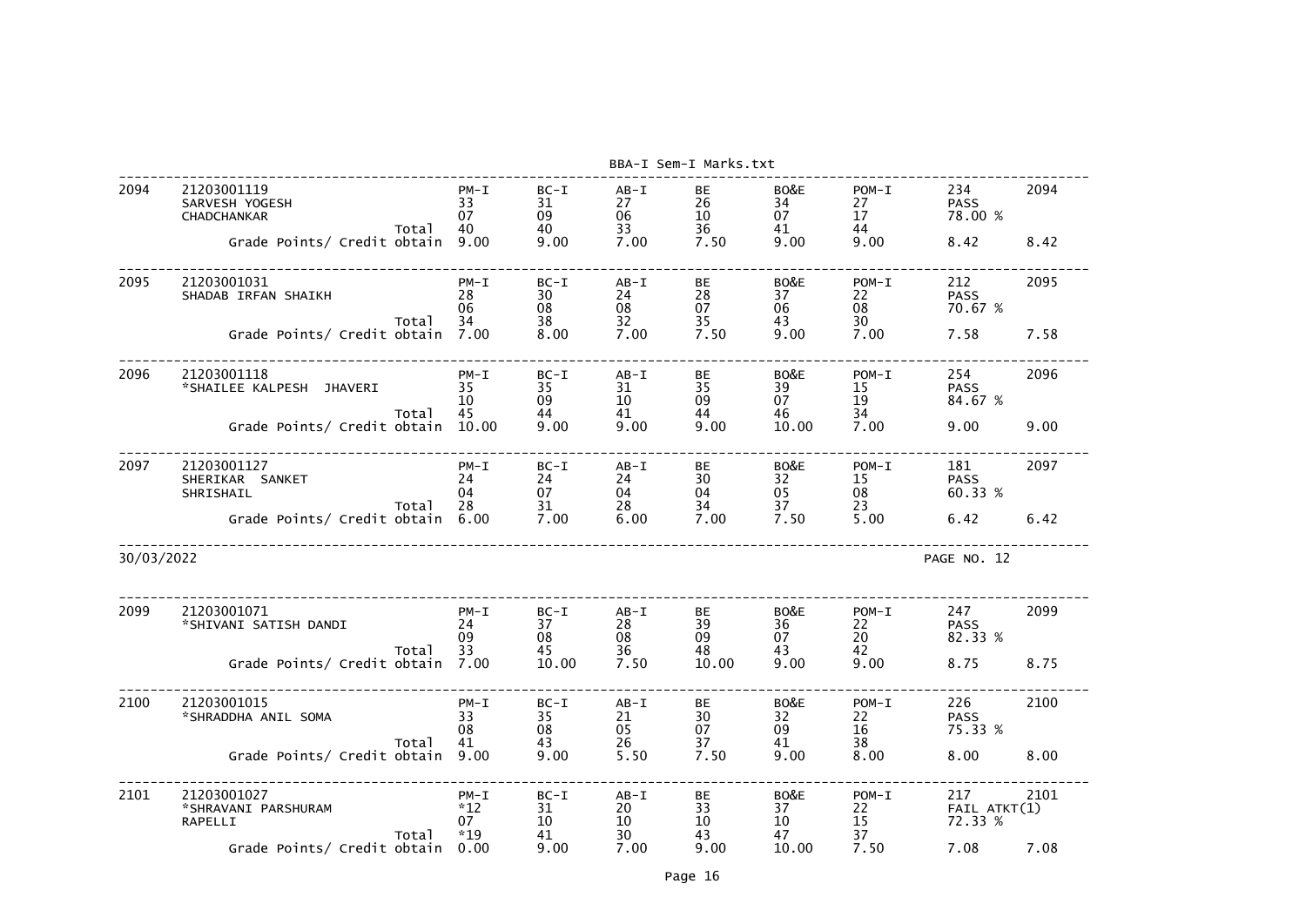BBA-I Sem-I Marks.txt

| Seat No | PRN / Name | | PM-I | BC-I | AB-I | BE | BO&E | POM-I | Result | |
|---|---|---|---|---|---|---|---|---|---|---|
| 2094 | 21203001119 SARVESH YOGESH CHADCHANKAR | | 33 | 31 | 27 | 26 | 34 | 27 | 234 | 2094 |
| | | | 07 | 09 | 06 | 10 | 07 | 17 | PASS | |
| | | Total | 40 | 40 | 33 | 36 | 41 | 44 | 78.00 % | |
| | Grade Points/ Credit obtain | | 9.00 | 9.00 | 7.00 | 7.50 | 9.00 | 9.00 | 8.42 | 8.42 |
| 2095 | 21203001031 SHADAB IRFAN SHAIKH | | 28 | 30 | 24 | 28 | 37 | 22 | 212 | 2095 |
| | | | 06 | 08 | 08 | 07 | 06 | 08 | PASS | |
| | | Total | 34 | 38 | 32 | 35 | 43 | 30 | 70.67 % | |
| | Grade Points/ Credit obtain | | 7.00 | 8.00 | 7.00 | 7.50 | 9.00 | 7.00 | 7.58 | 7.58 |
| 2096 | 21203001118 *SHAILEE KALPESH JHAVERI | | 35 | 35 | 31 | 35 | 39 | 15 | 254 | 2096 |
| | | | 10 | 09 | 10 | 09 | 07 | 19 | PASS | |
| | | Total | 45 | 44 | 41 | 44 | 46 | 34 | 84.67 % | |
| | Grade Points/ Credit obtain | | 10.00 | 9.00 | 9.00 | 9.00 | 10.00 | 7.00 | 9.00 | 9.00 |
| 2097 | 21203001127 SHERIKAR SANKET SHRISHAIL | | 24 | 24 | 24 | 30 | 32 | 15 | 181 | 2097 |
| | | | 04 | 07 | 04 | 04 | 05 | 08 | PASS | |
| | | Total | 28 | 31 | 28 | 34 | 37 | 23 | 60.33 % | |
| | Grade Points/ Credit obtain | | 6.00 | 7.00 | 6.00 | 7.00 | 7.50 | 5.00 | 6.42 | 6.42 |

30/03/2022 PAGE NO. 12

| Seat No | PRN / Name | | PM-I | BC-I | AB-I | BE | BO&E | POM-I | Result | |
|---|---|---|---|---|---|---|---|---|---|---|
| 2099 | 21203001071 *SHIVANI SATISH DANDI | | 24 | 37 | 28 | 39 | 36 | 22 | 247 | 2099 |
| | | | 09 | 08 | 08 | 09 | 07 | 20 | PASS | |
| | | Total | 33 | 45 | 36 | 48 | 43 | 42 | 82.33 % | |
| | Grade Points/ Credit obtain | | 7.00 | 10.00 | 7.50 | 10.00 | 9.00 | 9.00 | 8.75 | 8.75 |
| 2100 | 21203001015 *SHRADDHA ANIL SOMA | | 33 | 35 | 21 | 30 | 32 | 22 | 226 | 2100 |
| | | | 08 | 08 | 05 | 07 | 09 | 16 | PASS | |
| | | Total | 41 | 43 | 26 | 37 | 41 | 38 | 75.33 % | |
| | Grade Points/ Credit obtain | | 9.00 | 9.00 | 5.50 | 7.50 | 9.00 | 8.00 | 8.00 | 8.00 |
| 2101 | 21203001027 *SHRAVANI PARSHURAM RAPELLI | | *12 | 31 | 20 | 33 | 37 | 22 | 217 | 2101 |
| | | | 07 | 10 | 10 | 10 | 10 | 15 | FAIL ATKT(1) | |
| | | Total | *19 | 41 | 30 | 43 | 47 | 37 | 72.33 % | |
| | Grade Points/ Credit obtain | | 0.00 | 9.00 | 7.00 | 9.00 | 10.00 | 7.50 | 7.08 | 7.08 |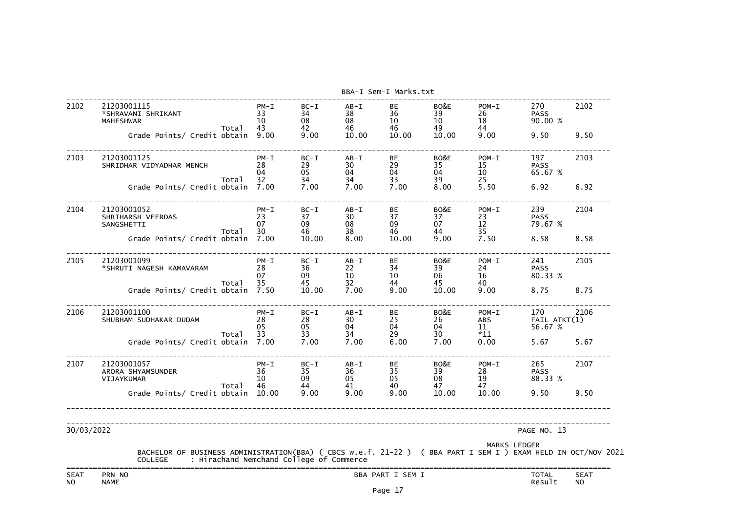BBA-I Sem-I Marks.txt

| SEAT NO | PRN NO / NAME | | PM-I | BC-I | AB-I | BE | BO&E | POM-I | TOTAL / Result | SEAT NO |
|---|---|---|---|---|---|---|---|---|---|---|
| 2102 | 21203001115 *SHRAVANI SHRIKANT MAHESHWAR | | 33 | 34 | 38 | 36 | 39 | 26 | 270 | 2102 |
| | | | 10 | 08 | 08 | 10 | 10 | 18 | PASS | |
| | | Total | 43 | 42 | 46 | 46 | 49 | 44 | 90.00 % | |
| | Grade Points/ Credit obtain | | 9.00 | 9.00 | 10.00 | 10.00 | 10.00 | 9.00 | 9.50 | 9.50 |
| 2103 | 21203001125 SHRIDHAR VIDYADHAR MENCH | | 28 | 29 | 30 | 29 | 35 | 15 | 197 | 2103 |
| | | | 04 | 05 | 04 | 04 | 04 | 10 | PASS | |
| | | Total | 32 | 34 | 34 | 33 | 39 | 25 | 65.67 % | |
| | Grade Points/ Credit obtain | | 7.00 | 7.00 | 7.00 | 7.00 | 8.00 | 5.50 | 6.92 | 6.92 |
| 2104 | 21203001052 SHRIHARSH VEERDAS SANGSHETTI | | 23 | 37 | 30 | 37 | 37 | 23 | 239 | 2104 |
| | | | 07 | 09 | 08 | 09 | 07 | 12 | PASS | |
| | | Total | 30 | 46 | 38 | 46 | 44 | 35 | 79.67 % | |
| | Grade Points/ Credit obtain | | 7.00 | 10.00 | 8.00 | 10.00 | 9.00 | 7.50 | 8.58 | 8.58 |
| 2105 | 21203001099 *SHRUTI NAGESH KAMAVARAM | | 28 | 36 | 22 | 34 | 39 | 24 | 241 | 2105 |
| | | | 07 | 09 | 10 | 10 | 06 | 16 | PASS | |
| | | Total | 35 | 45 | 32 | 44 | 45 | 40 | 80.33 % | |
| | Grade Points/ Credit obtain | | 7.50 | 10.00 | 7.00 | 9.00 | 10.00 | 9.00 | 8.75 | 8.75 |
| 2106 | 21203001100 SHUBHAM SUDHAKAR DUDAM | | 28 | 28 | 30 | 25 | 26 | ABS | 170 | 2106 |
| | | | 05 | 05 | 04 | 04 | 04 | 11 | FAIL ATKT(1) | |
| | | Total | 33 | 33 | 34 | 29 | 30 | *11 | 56.67 % | |
| | Grade Points/ Credit obtain | | 7.00 | 7.00 | 7.00 | 6.00 | 7.00 | 0.00 | 5.67 | 5.67 |
| 2107 | 21203001057 ARORA SHYAMSUNDER VIJAYKUMAR | | 36 | 35 | 36 | 35 | 39 | 28 | 265 | 2107 |
| | | | 10 | 09 | 05 | 05 | 08 | 19 | PASS | |
| | | Total | 46 | 44 | 41 | 40 | 47 | 47 | 88.33 % | |
| | Grade Points/ Credit obtain | | 10.00 | 9.00 | 9.00 | 9.00 | 10.00 | 10.00 | 9.50 | 9.50 |

30/03/2022 PAGE NO. 13

MARKS LEDGER

BACHELOR OF BUSINESS ADMINISTRATION(BBA) ( CBCS w.e.f. 21-22 ) ( BBA PART I SEM I ) EXAM HELD IN OCT/NOV 2021

COLLEGE : Hirachand Nemchand College of Commerce

| SEAT NO | PRN NO NAME | BBA PART I SEM I | TOTAL Result | SEAT NO |
|---|---|---|---|---|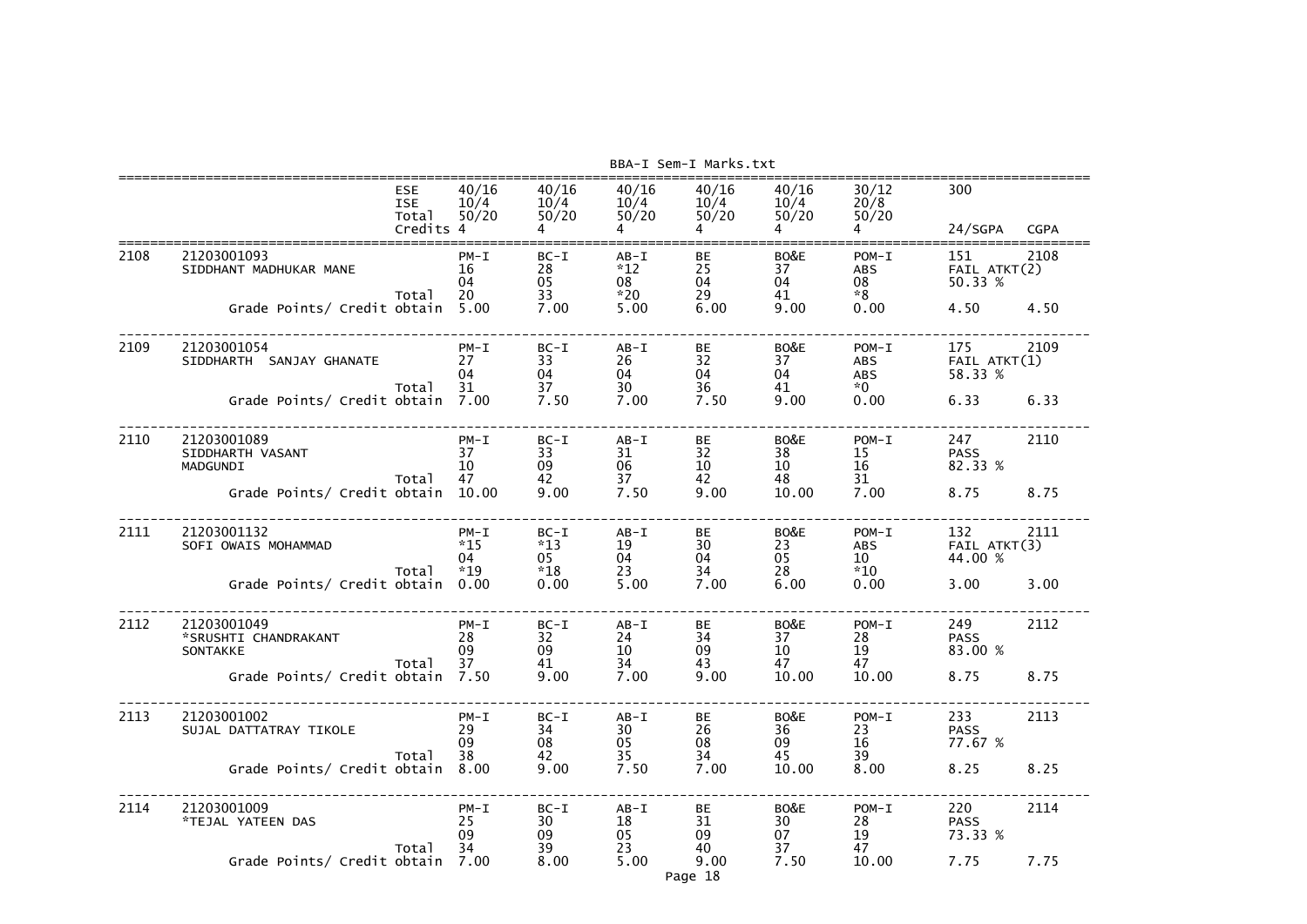BBA-I Sem-I Marks.txt

| | | | | | | | | | | |
|---|---|---|---|---|---|---|---|---|---|---|
| | | ESE | 40/16 | 40/16 | 40/16 | 40/16 | 40/16 | 30/12 | 300 | |
| | | ISE | 10/4 | 10/4 | 10/4 | 10/4 | 10/4 | 20/8 | | |
| | | Total | 50/20 | 50/20 | 50/20 | 50/20 | 50/20 | 50/20 | | |
| | | Credits | 4 | 4 | 4 | 4 | 4 | 4 | 24/SGPA | CGPA |
| 2108 | 21203001093 | | PM-I | BC-I | AB-I | BE | BO&E | POM-I | 151 | 2108 |
| | SIDDHANT MADHUKAR MANE | | 16 | 28 | *12 | 25 | 37 | ABS | FAIL ATKT(2) | |
| | | | 04 | 05 | 08 | 04 | 04 | 08 | 50.33 % | |
| | | Total | 20 | 33 | *20 | 29 | 41 | *8 | | |
| | Grade Points/ Credit obtain | | 5.00 | 7.00 | 5.00 | 6.00 | 9.00 | 0.00 | 4.50 | 4.50 |
| 2109 | 21203001054 | | PM-I | BC-I | AB-I | BE | BO&E | POM-I | 175 | 2109 |
| | SIDDHARTH SANJAY GHANATE | | 27 | 33 | 26 | 32 | 37 | ABS | FAIL ATKT(1) | |
| | | | 04 | 04 | 04 | 04 | 04 | ABS | 58.33 % | |
| | | Total | 31 | 37 | 30 | 36 | 41 | *0 | | |
| | Grade Points/ Credit obtain | | 7.00 | 7.50 | 7.00 | 7.50 | 9.00 | 0.00 | 6.33 | 6.33 |
| 2110 | 21203001089 | | PM-I | BC-I | AB-I | BE | BO&E | POM-I | 247 | 2110 |
| | SIDDHARTH VASANT | | 37 | 33 | 31 | 32 | 38 | 15 | PASS | |
| | MADGUNDI | | 10 | 09 | 06 | 10 | 10 | 16 | 82.33 % | |
| | | Total | 47 | 42 | 37 | 42 | 48 | 31 | | |
| | Grade Points/ Credit obtain | | 10.00 | 9.00 | 7.50 | 9.00 | 10.00 | 7.00 | 8.75 | 8.75 |
| 2111 | 21203001132 | | PM-I | BC-I | AB-I | BE | BO&E | POM-I | 132 | 2111 |
| | SOFI OWAIS MOHAMMAD | | *15 | *13 | 19 | 30 | 23 | ABS | FAIL ATKT(3) | |
| | | | 04 | 05 | 04 | 04 | 05 | 10 | 44.00 % | |
| | | Total | *19 | *18 | 23 | 34 | 28 | *10 | | |
| | Grade Points/ Credit obtain | | 0.00 | 0.00 | 5.00 | 7.00 | 6.00 | 0.00 | 3.00 | 3.00 |
| 2112 | 21203001049 | | PM-I | BC-I | AB-I | BE | BO&E | POM-I | 249 | 2112 |
| | *SRUSHTI CHANDRAKANT | | 28 | 32 | 24 | 34 | 37 | 28 | PASS | |
| | SONTAKKE | | 09 | 09 | 10 | 09 | 10 | 19 | 83.00 % | |
| | | Total | 37 | 41 | 34 | 43 | 47 | 47 | | |
| | Grade Points/ Credit obtain | | 7.50 | 9.00 | 7.00 | 9.00 | 10.00 | 10.00 | 8.75 | 8.75 |
| 2113 | 21203001002 | | PM-I | BC-I | AB-I | BE | BO&E | POM-I | 233 | 2113 |
| | SUJAL DATTATRAY TIKOLE | | 29 | 34 | 30 | 26 | 36 | 23 | PASS | |
| | | | 09 | 08 | 05 | 08 | 09 | 16 | 77.67 % | |
| | | Total | 38 | 42 | 35 | 34 | 45 | 39 | | |
| | Grade Points/ Credit obtain | | 8.00 | 9.00 | 7.50 | 7.00 | 10.00 | 8.00 | 8.25 | 8.25 |
| 2114 | 21203001009 | | PM-I | BC-I | AB-I | BE | BO&E | POM-I | 220 | 2114 |
| | *TEJAL YATEEN DAS | | 25 | 30 | 18 | 31 | 30 | 28 | PASS | |
| | | | 09 | 09 | 05 | 09 | 07 | 19 | 73.33 % | |
| | | Total | 34 | 39 | 23 | 40 | 37 | 47 | | |
| | Grade Points/ Credit obtain | | 7.00 | 8.00 | 5.00 | 9.00 | 7.50 | 10.00 | 7.75 | 7.75 |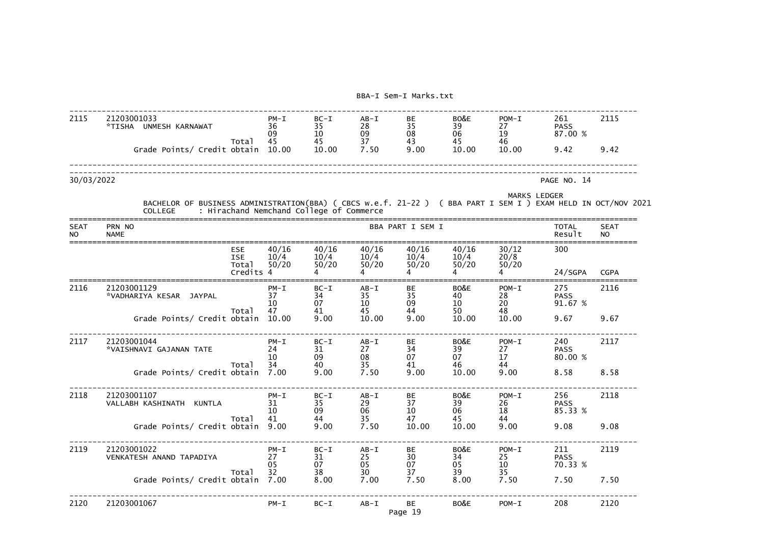| | | | | | | | | | | |
|---|---|---|---|---|---|---|---|---|---|---|
| 2115 | 21203001033 *TISHA UNMESH KARNAWAT | | PM-I 36 09 | BC-I 35 10 | AB-I 28 09 | BE 35 08 | BO&E 39 06 | POM-I 27 19 | 261 PASS 87.00 % | 2115 |
| | | Total | 45 | 45 | 37 | 43 | 45 | 46 | | |
| | Grade Points/ Credit obtain | | 10.00 | 10.00 | 7.50 | 9.00 | 10.00 | 10.00 | 9.42 | 9.42 |

30/03/2022 PAGE NO. 14

MARKS LEDGER

BACHELOR OF BUSINESS ADMINISTRATION(BBA) ( CBCS w.e.f. 21-22 ) ( BBA PART I SEM I ) EXAM HELD IN OCT/NOV 2021

COLLEGE : Hirachand Nemchand College of Commerce

| SEAT NO | PRN NO NAME | | BBA PART I SEM I | | | | | | TOTAL Result | SEAT NO |
|---|---|---|---|---|---|---|---|---|---|---|
| | | ESE | 40/16 | 40/16 | 40/16 | 40/16 | 40/16 | 30/12 | 300 | |
| | | ISE | 10/4 | 10/4 | 10/4 | 10/4 | 10/4 | 20/8 | | |
| | | Total | 50/20 | 50/20 | 50/20 | 50/20 | 50/20 | 50/20 | | |
| | | Credits | 4 | 4 | 4 | 4 | 4 | 4 | 24/SGPA | CGPA |
| 2116 | 21203001129 *VADHARIYA KESAR JAYPAL | | PM-I 37 10 | BC-I 34 07 | AB-I 35 10 | BE 35 09 | BO&E 40 10 | POM-I 28 20 | 275 PASS 91.67 % | 2116 |
| | | Total | 47 | 41 | 45 | 44 | 50 | 48 | | |
| | Grade Points/ Credit obtain | | 10.00 | 9.00 | 10.00 | 9.00 | 10.00 | 10.00 | 9.67 | 9.67 |
| 2117 | 21203001044 *VAISHNAVI GAJANAN TATE | | PM-I 24 10 | BC-I 31 09 | AB-I 27 08 | BE 34 07 | BO&E 39 07 | POM-I 27 17 | 240 PASS 80.00 % | 2117 |
| | | Total | 34 | 40 | 35 | 41 | 46 | 44 | | |
| | Grade Points/ Credit obtain | | 7.00 | 9.00 | 7.50 | 9.00 | 10.00 | 9.00 | 8.58 | 8.58 |
| 2118 | 21203001107 VALLABH KASHINATH KUNTLA | | PM-I 31 10 | BC-I 35 09 | AB-I 29 06 | BE 37 10 | BO&E 39 06 | POM-I 26 18 | 256 PASS 85.33 % | 2118 |
| | | Total | 41 | 44 | 35 | 47 | 45 | 44 | | |
| | Grade Points/ Credit obtain | | 9.00 | 9.00 | 7.50 | 10.00 | 10.00 | 9.00 | 9.08 | 9.08 |
| 2119 | 21203001022 VENKATESH ANAND TAPADIYA | | PM-I 27 05 | BC-I 31 07 | AB-I 25 05 | BE 30 07 | BO&E 34 05 | POM-I 25 10 | 211 PASS 70.33 % | 2119 |
| | | Total | 32 | 38 | 30 | 37 | 39 | 35 | | |
| | Grade Points/ Credit obtain | | 7.00 | 8.00 | 7.00 | 7.50 | 8.00 | 7.50 | 7.50 | 7.50 |
| 2120 | 21203001067 | | PM-I | BC-I | AB-I | BE | BO&E | POM-I | 208 | 2120 |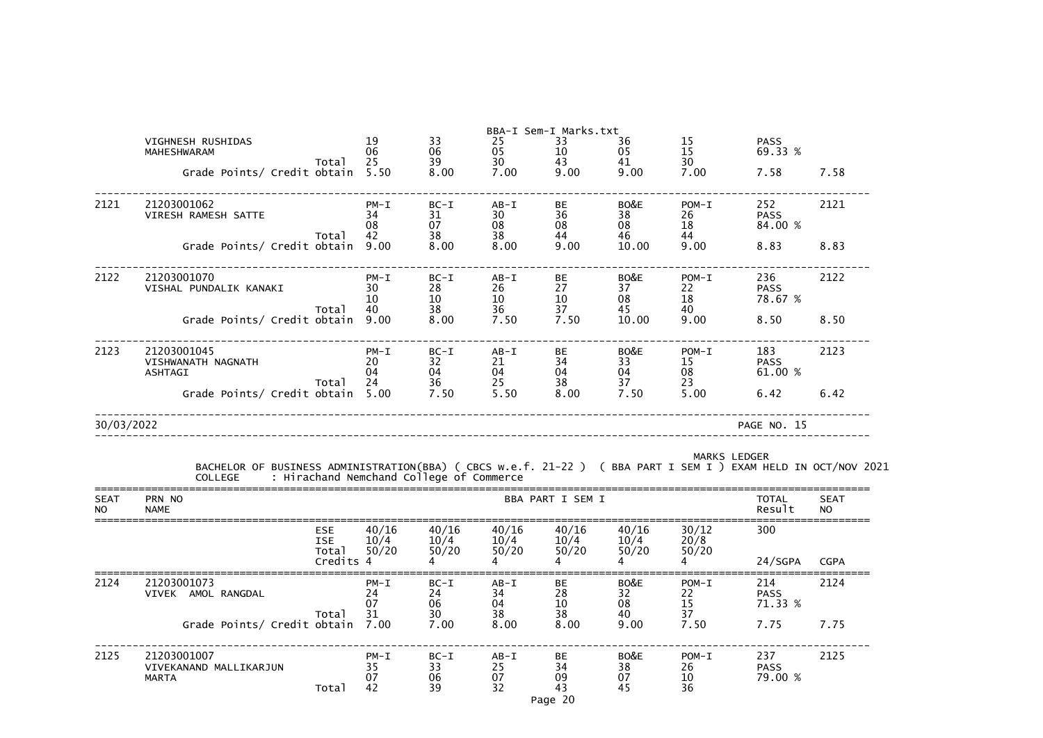| | | | | | | | | | | |
|---|---|---|---|---|---|---|---|---|---|---|
| | VIGHNESH RUSHIDAS | | 19 | 33 | 25 | 33 | 36 | 15 | PASS | |
| | MAHESHWARAM | | 06 | 06 | 05 | 10 | 05 | 15 | 69.33 % | |
| | | Total | 25 | 39 | 30 | 43 | 41 | 30 | | |
| | Grade Points/ Credit obtain | | 5.50 | 8.00 | 7.00 | 9.00 | 9.00 | 7.00 | 7.58 | 7.58 |
| 2121 | 21203001062 | | PM-I | BC-I | AB-I | BE | BO&E | POM-I | 252 | 2121 |
| | VIRESH RAMESH SATTE | | 34 | 31 | 30 | 36 | 38 | 26 | PASS | |
| | | | 08 | 07 | 08 | 08 | 08 | 18 | 84.00 % | |
| | | Total | 42 | 38 | 38 | 44 | 46 | 44 | | |
| | Grade Points/ Credit obtain | | 9.00 | 8.00 | 8.00 | 9.00 | 10.00 | 9.00 | 8.83 | 8.83 |
| 2122 | 21203001070 | | PM-I | BC-I | AB-I | BE | BO&E | POM-I | 236 | 2122 |
| | VISHAL PUNDALIK KANAKI | | 30 | 28 | 26 | 27 | 37 | 22 | PASS | |
| | | | 10 | 10 | 10 | 10 | 08 | 18 | 78.67 % | |
| | | Total | 40 | 38 | 36 | 37 | 45 | 40 | | |
| | Grade Points/ Credit obtain | | 9.00 | 8.00 | 7.50 | 7.50 | 10.00 | 9.00 | 8.50 | 8.50 |
| 2123 | 21203001045 | | PM-I | BC-I | AB-I | BE | BO&E | POM-I | 183 | 2123 |
| | VISHWANATH NAGNATH | | 20 | 32 | 21 | 34 | 33 | 15 | PASS | |
| | ASHTAGI | | 04 | 04 | 04 | 04 | 04 | 08 | 61.00 % | |
| | | Total | 24 | 36 | 25 | 38 | 37 | 23 | | |
| | Grade Points/ Credit obtain | | 5.00 | 7.50 | 5.50 | 8.00 | 7.50 | 5.00 | 6.42 | 6.42 |

30/03/2022 PAGE NO. 15

MARKS LEDGER

BACHELOR OF BUSINESS ADMINISTRATION(BBA) ( CBCS w.e.f. 21-22 ) ( BBA PART I SEM I ) EXAM HELD IN OCT/NOV 2021

COLLEGE : Hirachand Nemchand College of Commerce

| SEAT NO | PRN NO / NAME | | BBA PART I SEM I | | | | | | TOTAL Result | SEAT NO |
|---|---|---|---|---|---|---|---|---|---|---|
| | | ESE | 40/16 | 40/16 | 40/16 | 40/16 | 40/16 | 30/12 | 300 | |
| | | ISE | 10/4 | 10/4 | 10/4 | 10/4 | 10/4 | 20/8 | | |
| | | Total | 50/20 | 50/20 | 50/20 | 50/20 | 50/20 | 50/20 | | |
| | | Credits | 4 | 4 | 4 | 4 | 4 | 4 | 24/SGPA | CGPA |
| 2124 | 21203001073 | | PM-I | BC-I | AB-I | BE | BO&E | POM-I | 214 | 2124 |
| | VIVEK AMOL RANGDAL | | 24 | 24 | 34 | 28 | 32 | 22 | PASS | |
| | | | 07 | 06 | 04 | 10 | 08 | 15 | 71.33 % | |
| | | Total | 31 | 30 | 38 | 38 | 40 | 37 | | |
| | Grade Points/ Credit obtain | | 7.00 | 7.00 | 8.00 | 8.00 | 9.00 | 7.50 | 7.75 | 7.75 |
| 2125 | 21203001007 | | PM-I | BC-I | AB-I | BE | BO&E | POM-I | 237 | 2125 |
| | VIVEKANAND MALLIKARJUN | | 35 | 33 | 25 | 34 | 38 | 26 | PASS | |
| | MARTA | | 07 | 06 | 07 | 09 | 07 | 10 | 79.00 % | |
| | | Total | 42 | 39 | 32 | 43 | 45 | 36 | | |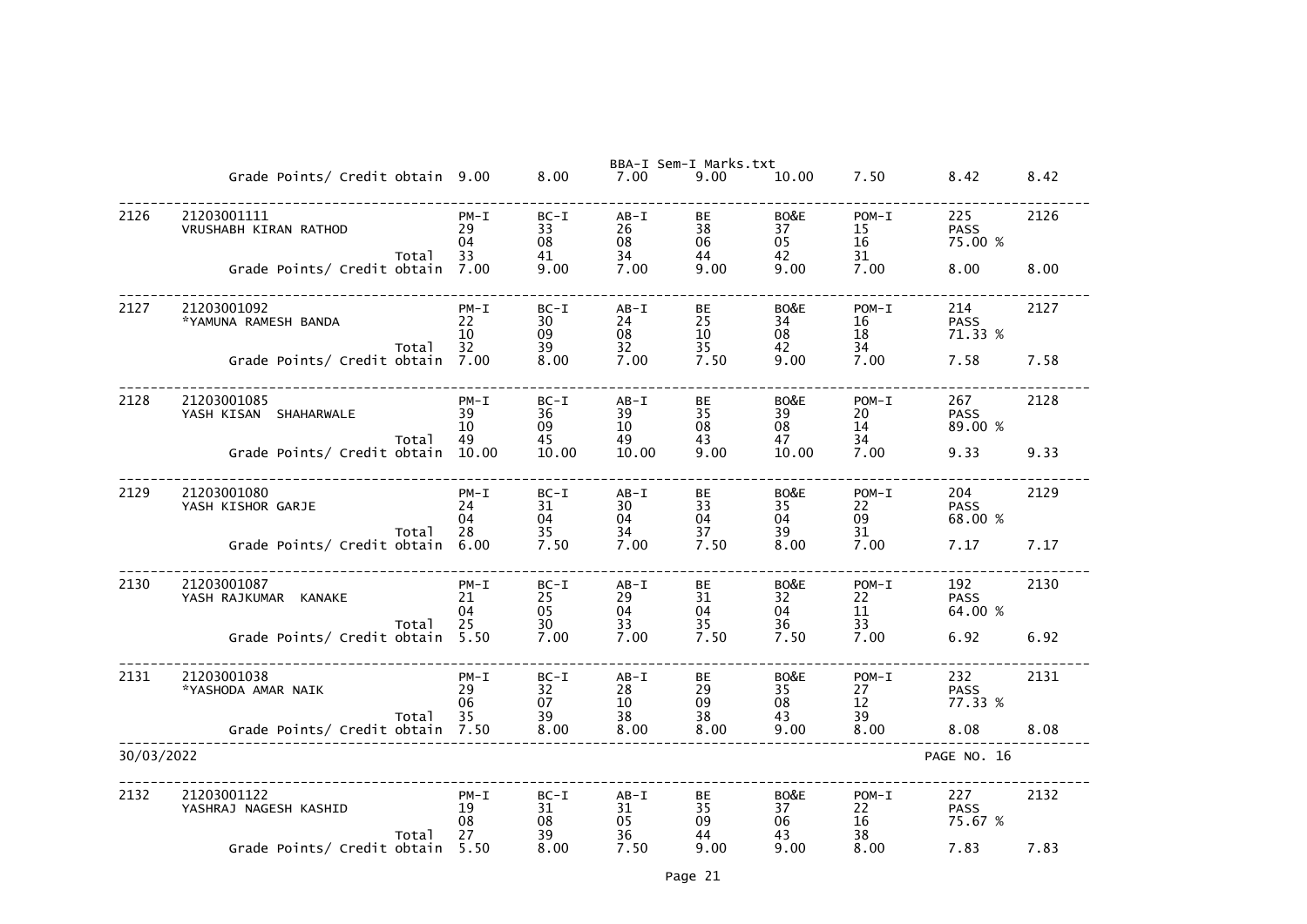| | | PM-I | BC-I | AB-I | BE | BO&E | POM-I | | |
|---|---|---|---|---|---|---|---|---|---|
| | Grade Points/ Credit obtain | 9.00 | 8.00 | 7.00 | 9.00 | 10.00 | 7.50 | 8.42 | 8.42 |
| 2126 | 21203001111<br>VRUSHABH KIRAN RATHOD | PM-I<br>29<br>04 | BC-I<br>33<br>08 | AB-I<br>26<br>08 | BE<br>38<br>06 | BO&E<br>37<br>05 | POM-I<br>15<br>16 | 225<br>PASS<br>75.00 % | 2126 |
| | Total | 33 | 41 | 34 | 44 | 42 | 31 | | |
| | Grade Points/ Credit obtain | 7.00 | 9.00 | 7.00 | 9.00 | 9.00 | 7.00 | 8.00 | 8.00 |
| 2127 | 21203001092<br>*YAMUNA RAMESH BANDA | PM-I<br>22<br>10 | BC-I<br>30<br>09 | AB-I<br>24<br>08 | BE<br>25<br>10 | BO&E<br>34<br>08 | POM-I<br>16<br>18 | 214<br>PASS<br>71.33 % | 2127 |
| | Total | 32 | 39 | 32 | 35 | 42 | 34 | | |
| | Grade Points/ Credit obtain | 7.00 | 8.00 | 7.00 | 7.50 | 9.00 | 7.00 | 7.58 | 7.58 |
| 2128 | 21203001085<br>YASH KISAN SHAHARWALE | PM-I<br>39<br>10 | BC-I<br>36<br>09 | AB-I<br>39<br>10 | BE<br>35<br>08 | BO&E<br>39<br>08 | POM-I<br>20<br>14 | 267<br>PASS<br>89.00 % | 2128 |
| | Total | 49 | 45 | 49 | 43 | 47 | 34 | | |
| | Grade Points/ Credit obtain | 10.00 | 10.00 | 10.00 | 9.00 | 10.00 | 7.00 | 9.33 | 9.33 |
| 2129 | 21203001080<br>YASH KISHOR GARJE | PM-I<br>24<br>04 | BC-I<br>31<br>04 | AB-I<br>30<br>04 | BE<br>33<br>04 | BO&E<br>35<br>04 | POM-I<br>22<br>09 | 204<br>PASS<br>68.00 % | 2129 |
| | Total | 28 | 35 | 34 | 37 | 39 | 31 | | |
| | Grade Points/ Credit obtain | 6.00 | 7.50 | 7.00 | 7.50 | 8.00 | 7.00 | 7.17 | 7.17 |
| 2130 | 21203001087<br>YASH RAJKUMAR KANAKE | PM-I<br>21<br>04 | BC-I<br>25<br>05 | AB-I<br>29<br>04 | BE<br>31<br>04 | BO&E<br>32<br>04 | POM-I<br>22<br>11 | 192<br>PASS<br>64.00 % | 2130 |
| | Total | 25 | 30 | 33 | 35 | 36 | 33 | | |
| | Grade Points/ Credit obtain | 5.50 | 7.00 | 7.00 | 7.50 | 7.50 | 7.00 | 6.92 | 6.92 |
| 2131 | 21203001038<br>*YASHODA AMAR NAIK | PM-I<br>29<br>06 | BC-I<br>32<br>07 | AB-I<br>28<br>10 | BE<br>29<br>09 | BO&E<br>35<br>08 | POM-I<br>27<br>12 | 232<br>PASS<br>77.33 % | 2131 |
| | Total | 35 | 39 | 38 | 38 | 43 | 39 | | |
| | Grade Points/ Credit obtain | 7.50 | 8.00 | 8.00 | 8.00 | 9.00 | 8.00 | 8.08 | 8.08 |

30/03/2022 PAGE NO. 16

| | | PM-I | BC-I | AB-I | BE | BO&E | POM-I | | |
|---|---|---|---|---|---|---|---|---|---|
| 2132 | 21203001122<br>YASHRAJ NAGESH KASHID | PM-I<br>19<br>08 | BC-I<br>31<br>08 | AB-I<br>31<br>05 | BE<br>35<br>09 | BO&E<br>37<br>06 | POM-I<br>22<br>16 | 227<br>PASS<br>75.67 % | 2132 |
| | Total | 27 | 39 | 36 | 44 | 43 | 38 | | |
| | Grade Points/ Credit obtain | 5.50 | 8.00 | 7.50 | 9.00 | 9.00 | 8.00 | 7.83 | 7.83 |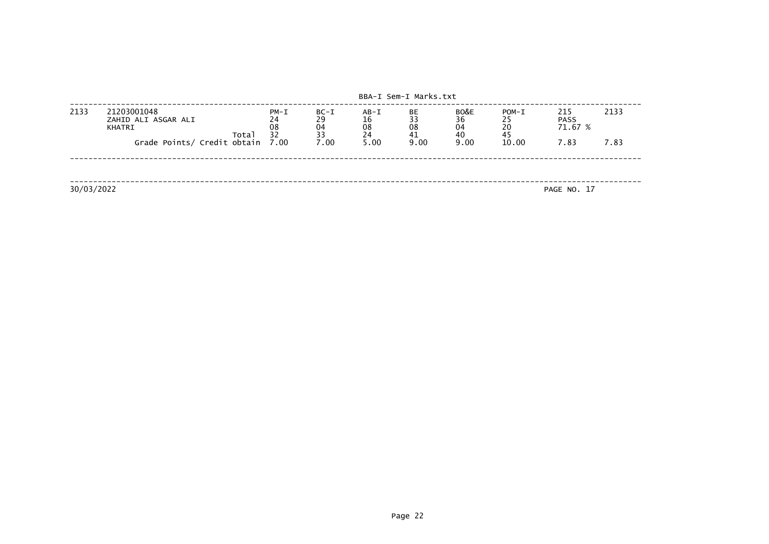BBA-I Sem-I Marks.txt

| | | | | | | | | | |
|---|---|---|---|---|---|---|---|---|---|
| 2133 | 21203001048<br>ZAHID ALI ASGAR ALI<br>KHATRI | PM-I<br>24<br>08 | BC-I<br>29<br>04 | AB-I<br>16<br>08 | BE<br>33<br>08 | BO&E<br>36<br>04 | POM-I<br>25<br>20 | 215<br>PASS<br>71.67 % | 2133 |
| | Total | 32 | 33 | 24 | 41 | 40 | 45 | | |
| | Grade Points/ Credit obtain | 7.00 | 7.00 | 5.00 | 9.00 | 9.00 | 10.00 | 7.83 | 7.83 |

30/03/2022

PAGE NO. 17